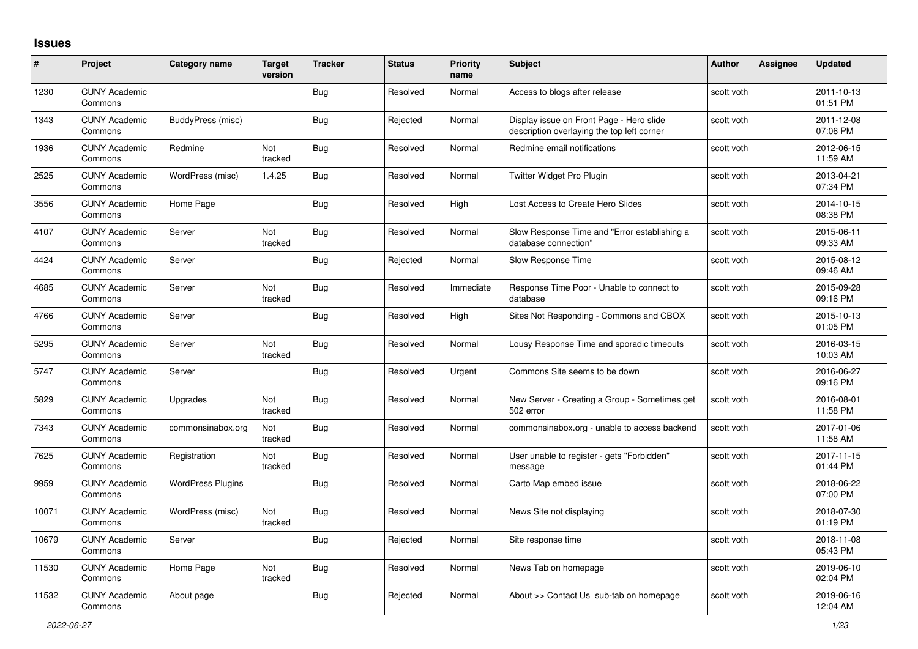## Issues

| # | Project | Category name | Target version | Tracker | Status | Priority name | Subject | Author | Assignee | Updated |
|---|---|---|---|---|---|---|---|---|---|---|
| 1230 | CUNY Academic Commons | | | Bug | Resolved | Normal | Access to blogs after release | scott voth | | 2011-10-13 01:51 PM |
| 1343 | CUNY Academic Commons | BuddyPress (misc) | | Bug | Rejected | Normal | Display issue on Front Page - Hero slide description overlaying the top left corner | scott voth | | 2011-12-08 07:06 PM |
| 1936 | CUNY Academic Commons | Redmine | Not tracked | Bug | Resolved | Normal | Redmine email notifications | scott voth | | 2012-06-15 11:59 AM |
| 2525 | CUNY Academic Commons | WordPress (misc) | 1.4.25 | Bug | Resolved | Normal | Twitter Widget Pro Plugin | scott voth | | 2013-04-21 07:34 PM |
| 3556 | CUNY Academic Commons | Home Page | | Bug | Resolved | High | Lost Access to Create Hero Slides | scott voth | | 2014-10-15 08:38 PM |
| 4107 | CUNY Academic Commons | Server | Not tracked | Bug | Resolved | Normal | Slow Response Time and "Error establishing a database connection" | scott voth | | 2015-06-11 09:33 AM |
| 4424 | CUNY Academic Commons | Server | | Bug | Rejected | Normal | Slow Response Time | scott voth | | 2015-08-12 09:46 AM |
| 4685 | CUNY Academic Commons | Server | Not tracked | Bug | Resolved | Immediate | Response Time Poor - Unable to connect to database | scott voth | | 2015-09-28 09:16 PM |
| 4766 | CUNY Academic Commons | Server | | Bug | Resolved | High | Sites Not Responding - Commons and CBOX | scott voth | | 2015-10-13 01:05 PM |
| 5295 | CUNY Academic Commons | Server | Not tracked | Bug | Resolved | Normal | Lousy Response Time and sporadic timeouts | scott voth | | 2016-03-15 10:03 AM |
| 5747 | CUNY Academic Commons | Server | | Bug | Resolved | Urgent | Commons Site seems to be down | scott voth | | 2016-06-27 09:16 PM |
| 5829 | CUNY Academic Commons | Upgrades | Not tracked | Bug | Resolved | Normal | New Server - Creating a Group - Sometimes get 502 error | scott voth | | 2016-08-01 11:58 PM |
| 7343 | CUNY Academic Commons | commonsinabox.org | Not tracked | Bug | Resolved | Normal | commonsinabox.org - unable to access backend | scott voth | | 2017-01-06 11:58 AM |
| 7625 | CUNY Academic Commons | Registration | Not tracked | Bug | Resolved | Normal | User unable to register - gets "Forbidden" message | scott voth | | 2017-11-15 01:44 PM |
| 9959 | CUNY Academic Commons | WordPress Plugins | | Bug | Resolved | Normal | Carto Map embed issue | scott voth | | 2018-06-22 07:00 PM |
| 10071 | CUNY Academic Commons | WordPress (misc) | Not tracked | Bug | Resolved | Normal | News Site not displaying | scott voth | | 2018-07-30 01:19 PM |
| 10679 | CUNY Academic Commons | Server | | Bug | Rejected | Normal | Site response time | scott voth | | 2018-11-08 05:43 PM |
| 11530 | CUNY Academic Commons | Home Page | Not tracked | Bug | Resolved | Normal | News Tab on homepage | scott voth | | 2019-06-10 02:04 PM |
| 11532 | CUNY Academic Commons | About page | | Bug | Rejected | Normal | About >> Contact Us sub-tab on homepage | scott voth | | 2019-06-16 12:04 AM |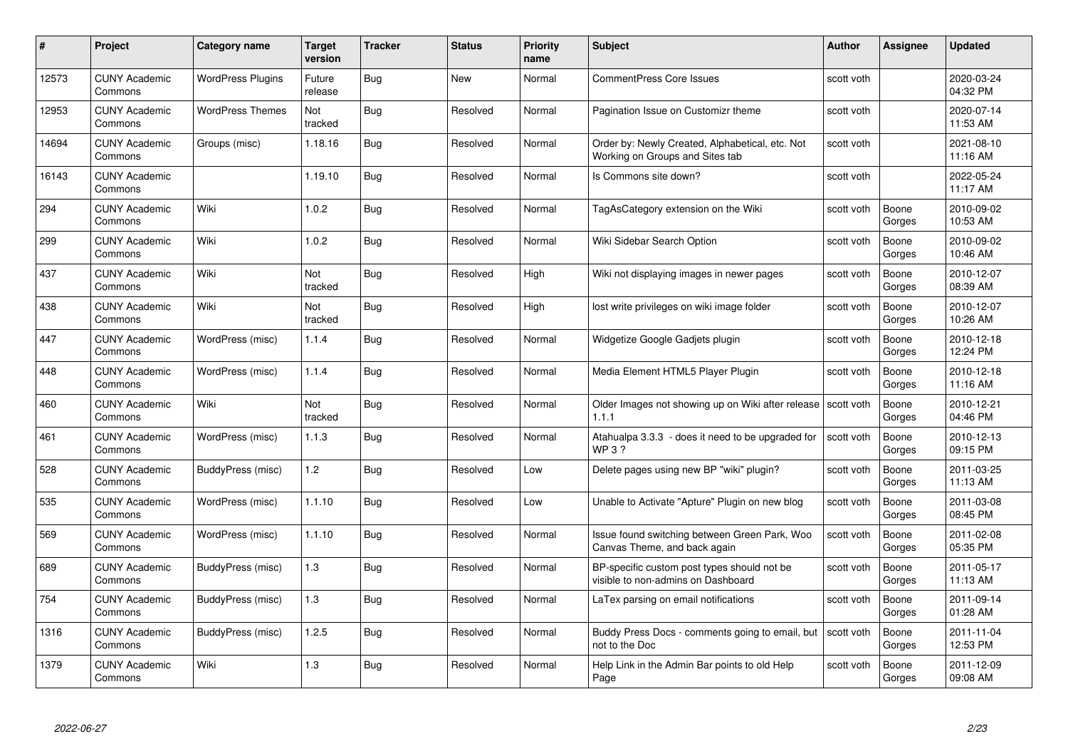| # | Project | Category name | Target version | Tracker | Status | Priority name | Subject | Author | Assignee | Updated |
|---|---|---|---|---|---|---|---|---|---|---|
| 12573 | CUNY Academic Commons | WordPress Plugins | Future release | Bug | New | Normal | CommentPress Core Issues | scott voth | | 2020-03-24 04:32 PM |
| 12953 | CUNY Academic Commons | WordPress Themes | Not tracked | Bug | Resolved | Normal | Pagination Issue on Customizr theme | scott voth | | 2020-07-14 11:53 AM |
| 14694 | CUNY Academic Commons | Groups (misc) | 1.18.16 | Bug | Resolved | Normal | Order by: Newly Created, Alphabetical, etc. Not Working on Groups and Sites tab | scott voth | | 2021-08-10 11:16 AM |
| 16143 | CUNY Academic Commons | | 1.19.10 | Bug | Resolved | Normal | Is Commons site down? | scott voth | | 2022-05-24 11:17 AM |
| 294 | CUNY Academic Commons | Wiki | 1.0.2 | Bug | Resolved | Normal | TagAsCategory extension on the Wiki | scott voth | Boone Gorges | 2010-09-02 10:53 AM |
| 299 | CUNY Academic Commons | Wiki | 1.0.2 | Bug | Resolved | Normal | Wiki Sidebar Search Option | scott voth | Boone Gorges | 2010-09-02 10:46 AM |
| 437 | CUNY Academic Commons | Wiki | Not tracked | Bug | Resolved | High | Wiki not displaying images in newer pages | scott voth | Boone Gorges | 2010-12-07 08:39 AM |
| 438 | CUNY Academic Commons | Wiki | Not tracked | Bug | Resolved | High | lost write privileges on wiki image folder | scott voth | Boone Gorges | 2010-12-07 10:26 AM |
| 447 | CUNY Academic Commons | WordPress (misc) | 1.1.4 | Bug | Resolved | Normal | Widgetize Google Gadjets plugin | scott voth | Boone Gorges | 2010-12-18 12:24 PM |
| 448 | CUNY Academic Commons | WordPress (misc) | 1.1.4 | Bug | Resolved | Normal | Media Element HTML5 Player Plugin | scott voth | Boone Gorges | 2010-12-18 11:16 AM |
| 460 | CUNY Academic Commons | Wiki | Not tracked | Bug | Resolved | Normal | Older Images not showing up on Wiki after release 1.1.1 | scott voth | Boone Gorges | 2010-12-21 04:46 PM |
| 461 | CUNY Academic Commons | WordPress (misc) | 1.1.3 | Bug | Resolved | Normal | Atahualpa 3.3.3 - does it need to be upgraded for WP 3 ? | scott voth | Boone Gorges | 2010-12-13 09:15 PM |
| 528 | CUNY Academic Commons | BuddyPress (misc) | 1.2 | Bug | Resolved | Low | Delete pages using new BP "wiki" plugin? | scott voth | Boone Gorges | 2011-03-25 11:13 AM |
| 535 | CUNY Academic Commons | WordPress (misc) | 1.1.10 | Bug | Resolved | Low | Unable to Activate "Apture" Plugin on new blog | scott voth | Boone Gorges | 2011-03-08 08:45 PM |
| 569 | CUNY Academic Commons | WordPress (misc) | 1.1.10 | Bug | Resolved | Normal | Issue found switching between Green Park, Woo Canvas Theme, and back again | scott voth | Boone Gorges | 2011-02-08 05:35 PM |
| 689 | CUNY Academic Commons | BuddyPress (misc) | 1.3 | Bug | Resolved | Normal | BP-specific custom post types should not be visible to non-admins on Dashboard | scott voth | Boone Gorges | 2011-05-17 11:13 AM |
| 754 | CUNY Academic Commons | BuddyPress (misc) | 1.3 | Bug | Resolved | Normal | LaTex parsing on email notifications | scott voth | Boone Gorges | 2011-09-14 01:28 AM |
| 1316 | CUNY Academic Commons | BuddyPress (misc) | 1.2.5 | Bug | Resolved | Normal | Buddy Press Docs - comments going to email, but not to the Doc | scott voth | Boone Gorges | 2011-11-04 12:53 PM |
| 1379 | CUNY Academic Commons | Wiki | 1.3 | Bug | Resolved | Normal | Help Link in the Admin Bar points to old Help Page | scott voth | Boone Gorges | 2011-12-09 09:08 AM |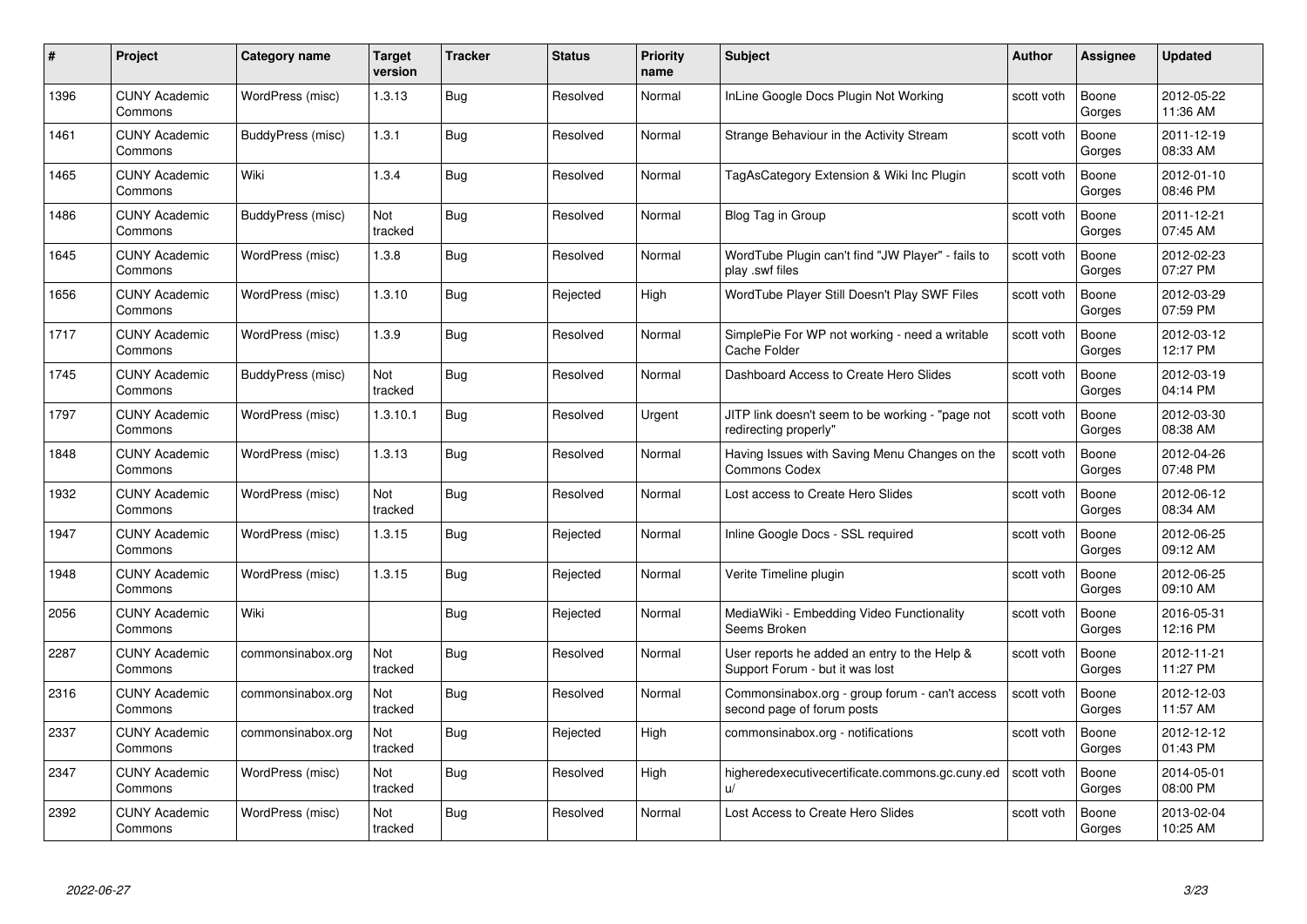| # | Project | Category name | Target version | Tracker | Status | Priority name | Subject | Author | Assignee | Updated |
|---|---|---|---|---|---|---|---|---|---|---|
| 1396 | CUNY Academic Commons | WordPress (misc) | 1.3.13 | Bug | Resolved | Normal | InLine Google Docs Plugin Not Working | scott voth | Boone Gorges | 2012-05-22 11:36 AM |
| 1461 | CUNY Academic Commons | BuddyPress (misc) | 1.3.1 | Bug | Resolved | Normal | Strange Behaviour in the Activity Stream | scott voth | Boone Gorges | 2011-12-19 08:33 AM |
| 1465 | CUNY Academic Commons | Wiki | 1.3.4 | Bug | Resolved | Normal | TagAsCategory Extension & Wiki Inc Plugin | scott voth | Boone Gorges | 2012-01-10 08:46 PM |
| 1486 | CUNY Academic Commons | BuddyPress (misc) | Not tracked | Bug | Resolved | Normal | Blog Tag in Group | scott voth | Boone Gorges | 2011-12-21 07:45 AM |
| 1645 | CUNY Academic Commons | WordPress (misc) | 1.3.8 | Bug | Resolved | Normal | WordTube Plugin can't find "JW Player" - fails to play .swf files | scott voth | Boone Gorges | 2012-02-23 07:27 PM |
| 1656 | CUNY Academic Commons | WordPress (misc) | 1.3.10 | Bug | Rejected | High | WordTube Player Still Doesn't Play SWF Files | scott voth | Boone Gorges | 2012-03-29 07:59 PM |
| 1717 | CUNY Academic Commons | WordPress (misc) | 1.3.9 | Bug | Resolved | Normal | SimplePie For WP not working - need a writable Cache Folder | scott voth | Boone Gorges | 2012-03-12 12:17 PM |
| 1745 | CUNY Academic Commons | BuddyPress (misc) | Not tracked | Bug | Resolved | Normal | Dashboard Access to Create Hero Slides | scott voth | Boone Gorges | 2012-03-19 04:14 PM |
| 1797 | CUNY Academic Commons | WordPress (misc) | 1.3.10.1 | Bug | Resolved | Urgent | JITP link doesn't seem to be working - "page not redirecting properly" | scott voth | Boone Gorges | 2012-03-30 08:38 AM |
| 1848 | CUNY Academic Commons | WordPress (misc) | 1.3.13 | Bug | Resolved | Normal | Having Issues with Saving Menu Changes on the Commons Codex | scott voth | Boone Gorges | 2012-04-26 07:48 PM |
| 1932 | CUNY Academic Commons | WordPress (misc) | Not tracked | Bug | Resolved | Normal | Lost access to Create Hero Slides | scott voth | Boone Gorges | 2012-06-12 08:34 AM |
| 1947 | CUNY Academic Commons | WordPress (misc) | 1.3.15 | Bug | Rejected | Normal | Inline Google Docs - SSL required | scott voth | Boone Gorges | 2012-06-25 09:12 AM |
| 1948 | CUNY Academic Commons | WordPress (misc) | 1.3.15 | Bug | Rejected | Normal | Verite Timeline plugin | scott voth | Boone Gorges | 2012-06-25 09:10 AM |
| 2056 | CUNY Academic Commons | Wiki | | Bug | Rejected | Normal | MediaWiki - Embedding Video Functionality Seems Broken | scott voth | Boone Gorges | 2016-05-31 12:16 PM |
| 2287 | CUNY Academic Commons | commonsinabox.org | Not tracked | Bug | Resolved | Normal | User reports he added an entry to the Help & Support Forum - but it was lost | scott voth | Boone Gorges | 2012-11-21 11:27 PM |
| 2316 | CUNY Academic Commons | commonsinabox.org | Not tracked | Bug | Resolved | Normal | Commonsinabox.org - group forum - can't access second page of forum posts | scott voth | Boone Gorges | 2012-12-03 11:57 AM |
| 2337 | CUNY Academic Commons | commonsinabox.org | Not tracked | Bug | Rejected | High | commonsinabox.org - notifications | scott voth | Boone Gorges | 2012-12-12 01:43 PM |
| 2347 | CUNY Academic Commons | WordPress (misc) | Not tracked | Bug | Resolved | High | higheredexecutivecertificate.commons.gc.cuny.edu/ | scott voth | Boone Gorges | 2014-05-01 08:00 PM |
| 2392 | CUNY Academic Commons | WordPress (misc) | Not tracked | Bug | Resolved | Normal | Lost Access to Create Hero Slides | scott voth | Boone Gorges | 2013-02-04 10:25 AM |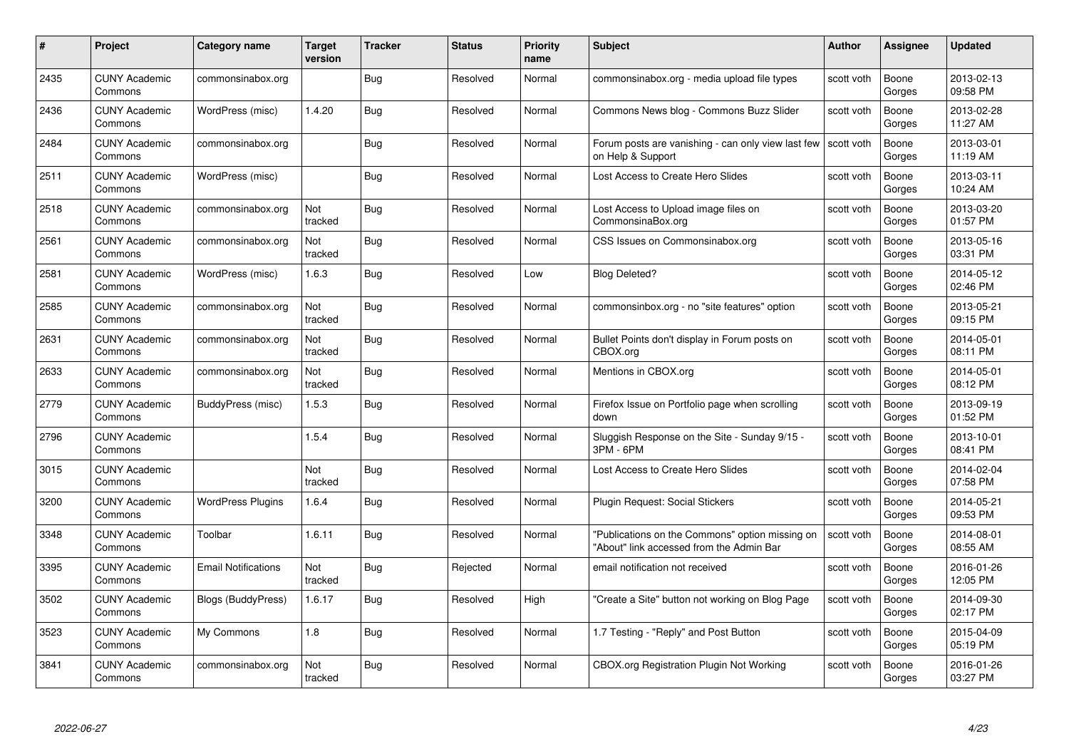| # | Project | Category name | Target version | Tracker | Status | Priority name | Subject | Author | Assignee | Updated |
|---|---|---|---|---|---|---|---|---|---|---|
| 2435 | CUNY Academic Commons | commonsinabox.org | | Bug | Resolved | Normal | commonsinabox.org - media upload file types | scott voth | Boone Gorges | 2013-02-13 09:58 PM |
| 2436 | CUNY Academic Commons | WordPress (misc) | 1.4.20 | Bug | Resolved | Normal | Commons News blog - Commons Buzz Slider | scott voth | Boone Gorges | 2013-02-28 11:27 AM |
| 2484 | CUNY Academic Commons | commonsinabox.org | | Bug | Resolved | Normal | Forum posts are vanishing - can only view last few on Help & Support | scott voth | Boone Gorges | 2013-03-01 11:19 AM |
| 2511 | CUNY Academic Commons | WordPress (misc) | | Bug | Resolved | Normal | Lost Access to Create Hero Slides | scott voth | Boone Gorges | 2013-03-11 10:24 AM |
| 2518 | CUNY Academic Commons | commonsinabox.org | Not tracked | Bug | Resolved | Normal | Lost Access to Upload image files on CommonsinaBox.org | scott voth | Boone Gorges | 2013-03-20 01:57 PM |
| 2561 | CUNY Academic Commons | commonsinabox.org | Not tracked | Bug | Resolved | Normal | CSS Issues on Commonsinabox.org | scott voth | Boone Gorges | 2013-05-16 03:31 PM |
| 2581 | CUNY Academic Commons | WordPress (misc) | 1.6.3 | Bug | Resolved | Low | Blog Deleted? | scott voth | Boone Gorges | 2014-05-12 02:46 PM |
| 2585 | CUNY Academic Commons | commonsinabox.org | Not tracked | Bug | Resolved | Normal | commonsinbox.org - no "site features" option | scott voth | Boone Gorges | 2013-05-21 09:15 PM |
| 2631 | CUNY Academic Commons | commonsinabox.org | Not tracked | Bug | Resolved | Normal | Bullet Points don't display in Forum posts on CBOX.org | scott voth | Boone Gorges | 2014-05-01 08:11 PM |
| 2633 | CUNY Academic Commons | commonsinabox.org | Not tracked | Bug | Resolved | Normal | Mentions in CBOX.org | scott voth | Boone Gorges | 2014-05-01 08:12 PM |
| 2779 | CUNY Academic Commons | BuddyPress (misc) | 1.5.3 | Bug | Resolved | Normal | Firefox Issue on Portfolio page when scrolling down | scott voth | Boone Gorges | 2013-09-19 01:52 PM |
| 2796 | CUNY Academic Commons | | 1.5.4 | Bug | Resolved | Normal | Sluggish Response on the Site - Sunday 9/15 - 3PM - 6PM | scott voth | Boone Gorges | 2013-10-01 08:41 PM |
| 3015 | CUNY Academic Commons | | Not tracked | Bug | Resolved | Normal | Lost Access to Create Hero Slides | scott voth | Boone Gorges | 2014-02-04 07:58 PM |
| 3200 | CUNY Academic Commons | WordPress Plugins | 1.6.4 | Bug | Resolved | Normal | Plugin Request: Social Stickers | scott voth | Boone Gorges | 2014-05-21 09:53 PM |
| 3348 | CUNY Academic Commons | Toolbar | 1.6.11 | Bug | Resolved | Normal | "Publications on the Commons" option missing on "About" link accessed from the Admin Bar | scott voth | Boone Gorges | 2014-08-01 08:55 AM |
| 3395 | CUNY Academic Commons | Email Notifications | Not tracked | Bug | Rejected | Normal | email notification not received | scott voth | Boone Gorges | 2016-01-26 12:05 PM |
| 3502 | CUNY Academic Commons | Blogs (BuddyPress) | 1.6.17 | Bug | Resolved | High | "Create a Site" button not working on Blog Page | scott voth | Boone Gorges | 2014-09-30 02:17 PM |
| 3523 | CUNY Academic Commons | My Commons | 1.8 | Bug | Resolved | Normal | 1.7 Testing - "Reply" and Post Button | scott voth | Boone Gorges | 2015-04-09 05:19 PM |
| 3841 | CUNY Academic Commons | commonsinabox.org | Not tracked | Bug | Resolved | Normal | CBOX.org Registration Plugin Not Working | scott voth | Boone Gorges | 2016-01-26 03:27 PM |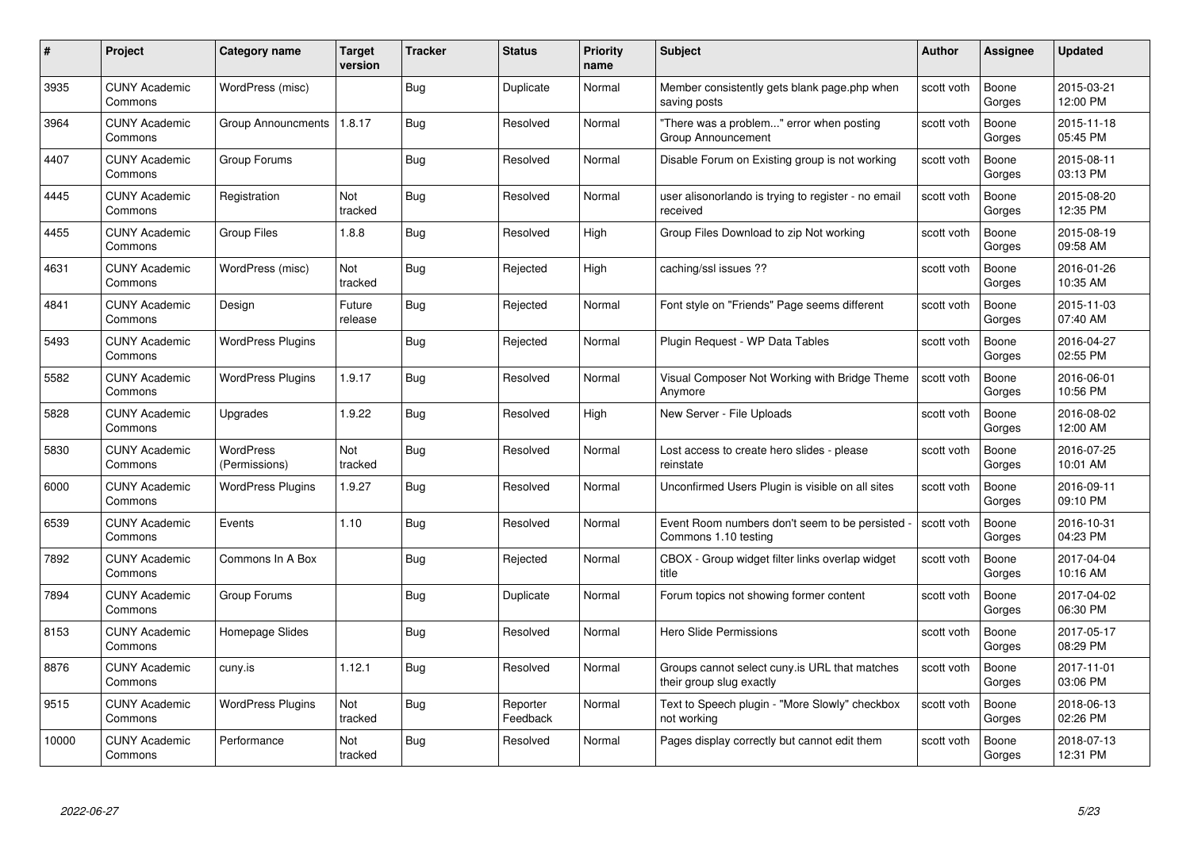| # | Project | Category name | Target version | Tracker | Status | Priority name | Subject | Author | Assignee | Updated |
|---|---|---|---|---|---|---|---|---|---|---|
| 3935 | CUNY Academic Commons | WordPress (misc) | | Bug | Duplicate | Normal | Member consistently gets blank page.php when saving posts | scott voth | Boone Gorges | 2015-03-21 12:00 PM |
| 3964 | CUNY Academic Commons | Group Announcments | 1.8.17 | Bug | Resolved | Normal | "There was a problem..." error when posting Group Announcement | scott voth | Boone Gorges | 2015-11-18 05:45 PM |
| 4407 | CUNY Academic Commons | Group Forums | | Bug | Resolved | Normal | Disable Forum on Existing group is not working | scott voth | Boone Gorges | 2015-08-11 03:13 PM |
| 4445 | CUNY Academic Commons | Registration | Not tracked | Bug | Resolved | Normal | user alisonorlando is trying to register - no email received | scott voth | Boone Gorges | 2015-08-20 12:35 PM |
| 4455 | CUNY Academic Commons | Group Files | 1.8.8 | Bug | Resolved | High | Group Files Download to zip Not working | scott voth | Boone Gorges | 2015-08-19 09:58 AM |
| 4631 | CUNY Academic Commons | WordPress (misc) | Not tracked | Bug | Rejected | High | caching/ssl issues ?? | scott voth | Boone Gorges | 2016-01-26 10:35 AM |
| 4841 | CUNY Academic Commons | Design | Future release | Bug | Rejected | Normal | Font style on "Friends" Page seems different | scott voth | Boone Gorges | 2015-11-03 07:40 AM |
| 5493 | CUNY Academic Commons | WordPress Plugins | | Bug | Rejected | Normal | Plugin Request - WP Data Tables | scott voth | Boone Gorges | 2016-04-27 02:55 PM |
| 5582 | CUNY Academic Commons | WordPress Plugins | 1.9.17 | Bug | Resolved | Normal | Visual Composer Not Working with Bridge Theme Anymore | scott voth | Boone Gorges | 2016-06-01 10:56 PM |
| 5828 | CUNY Academic Commons | Upgrades | 1.9.22 | Bug | Resolved | High | New Server - File Uploads | scott voth | Boone Gorges | 2016-08-02 12:00 AM |
| 5830 | CUNY Academic Commons | WordPress (Permissions) | Not tracked | Bug | Resolved | Normal | Lost access to create hero slides - please reinstate | scott voth | Boone Gorges | 2016-07-25 10:01 AM |
| 6000 | CUNY Academic Commons | WordPress Plugins | 1.9.27 | Bug | Resolved | Normal | Unconfirmed Users Plugin is visible on all sites | scott voth | Boone Gorges | 2016-09-11 09:10 PM |
| 6539 | CUNY Academic Commons | Events | 1.10 | Bug | Resolved | Normal | Event Room numbers don't seem to be persisted - Commons 1.10 testing | scott voth | Boone Gorges | 2016-10-31 04:23 PM |
| 7892 | CUNY Academic Commons | Commons In A Box | | Bug | Rejected | Normal | CBOX - Group widget filter links overlap widget title | scott voth | Boone Gorges | 2017-04-04 10:16 AM |
| 7894 | CUNY Academic Commons | Group Forums | | Bug | Duplicate | Normal | Forum topics not showing former content | scott voth | Boone Gorges | 2017-04-02 06:30 PM |
| 8153 | CUNY Academic Commons | Homepage Slides | | Bug | Resolved | Normal | Hero Slide Permissions | scott voth | Boone Gorges | 2017-05-17 08:29 PM |
| 8876 | CUNY Academic Commons | cuny.is | 1.12.1 | Bug | Resolved | Normal | Groups cannot select cuny.is URL that matches their group slug exactly | scott voth | Boone Gorges | 2017-11-01 03:06 PM |
| 9515 | CUNY Academic Commons | WordPress Plugins | Not tracked | Bug | Reporter Feedback | Normal | Text to Speech plugin - "More Slowly" checkbox not working | scott voth | Boone Gorges | 2018-06-13 02:26 PM |
| 10000 | CUNY Academic Commons | Performance | Not tracked | Bug | Resolved | Normal | Pages display correctly but cannot edit them | scott voth | Boone Gorges | 2018-07-13 12:31 PM |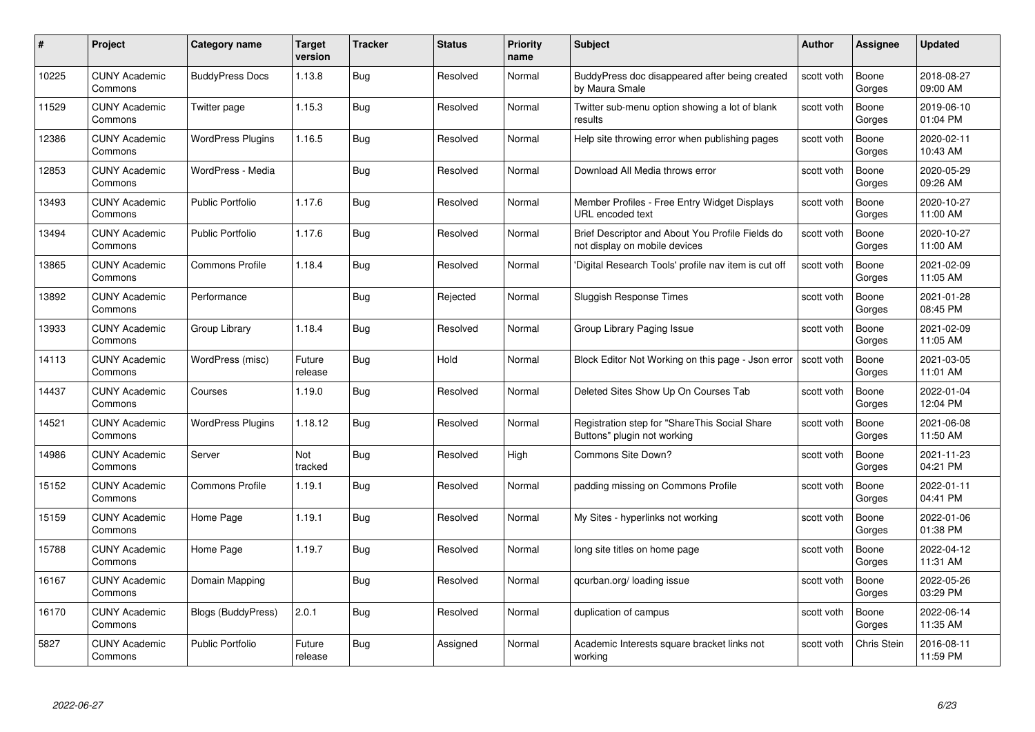| # | Project | Category name | Target version | Tracker | Status | Priority name | Subject | Author | Assignee | Updated |
|---|---|---|---|---|---|---|---|---|---|---|
| 10225 | CUNY Academic Commons | BuddyPress Docs | 1.13.8 | Bug | Resolved | Normal | BuddyPress doc disappeared after being created by Maura Smale | scott voth | Boone Gorges | 2018-08-27 09:00 AM |
| 11529 | CUNY Academic Commons | Twitter page | 1.15.3 | Bug | Resolved | Normal | Twitter sub-menu option showing a lot of blank results | scott voth | Boone Gorges | 2019-06-10 01:04 PM |
| 12386 | CUNY Academic Commons | WordPress Plugins | 1.16.5 | Bug | Resolved | Normal | Help site throwing error when publishing pages | scott voth | Boone Gorges | 2020-02-11 10:43 AM |
| 12853 | CUNY Academic Commons | WordPress - Media | | Bug | Resolved | Normal | Download All Media throws error | scott voth | Boone Gorges | 2020-05-29 09:26 AM |
| 13493 | CUNY Academic Commons | Public Portfolio | 1.17.6 | Bug | Resolved | Normal | Member Profiles - Free Entry Widget Displays URL encoded text | scott voth | Boone Gorges | 2020-10-27 11:00 AM |
| 13494 | CUNY Academic Commons | Public Portfolio | 1.17.6 | Bug | Resolved | Normal | Brief Descriptor and About You Profile Fields do not display on mobile devices | scott voth | Boone Gorges | 2020-10-27 11:00 AM |
| 13865 | CUNY Academic Commons | Commons Profile | 1.18.4 | Bug | Resolved | Normal | 'Digital Research Tools' profile nav item is cut off | scott voth | Boone Gorges | 2021-02-09 11:05 AM |
| 13892 | CUNY Academic Commons | Performance | | Bug | Rejected | Normal | Sluggish Response Times | scott voth | Boone Gorges | 2021-01-28 08:45 PM |
| 13933 | CUNY Academic Commons | Group Library | 1.18.4 | Bug | Resolved | Normal | Group Library Paging Issue | scott voth | Boone Gorges | 2021-02-09 11:05 AM |
| 14113 | CUNY Academic Commons | WordPress (misc) | Future release | Bug | Hold | Normal | Block Editor Not Working on this page - Json error | scott voth | Boone Gorges | 2021-03-05 11:01 AM |
| 14437 | CUNY Academic Commons | Courses | 1.19.0 | Bug | Resolved | Normal | Deleted Sites Show Up On Courses Tab | scott voth | Boone Gorges | 2022-01-04 12:04 PM |
| 14521 | CUNY Academic Commons | WordPress Plugins | 1.18.12 | Bug | Resolved | Normal | Registration step for "ShareThis Social Share Buttons" plugin not working | scott voth | Boone Gorges | 2021-06-08 11:50 AM |
| 14986 | CUNY Academic Commons | Server | Not tracked | Bug | Resolved | High | Commons Site Down? | scott voth | Boone Gorges | 2021-11-23 04:21 PM |
| 15152 | CUNY Academic Commons | Commons Profile | 1.19.1 | Bug | Resolved | Normal | padding missing on Commons Profile | scott voth | Boone Gorges | 2022-01-11 04:41 PM |
| 15159 | CUNY Academic Commons | Home Page | 1.19.1 | Bug | Resolved | Normal | My Sites - hyperlinks not working | scott voth | Boone Gorges | 2022-01-06 01:38 PM |
| 15788 | CUNY Academic Commons | Home Page | 1.19.7 | Bug | Resolved | Normal | long site titles on home page | scott voth | Boone Gorges | 2022-04-12 11:31 AM |
| 16167 | CUNY Academic Commons | Domain Mapping | | Bug | Resolved | Normal | qcurban.org/ loading issue | scott voth | Boone Gorges | 2022-05-26 03:29 PM |
| 16170 | CUNY Academic Commons | Blogs (BuddyPress) | 2.0.1 | Bug | Resolved | Normal | duplication of campus | scott voth | Boone Gorges | 2022-06-14 11:35 AM |
| 5827 | CUNY Academic Commons | Public Portfolio | Future release | Bug | Assigned | Normal | Academic Interests square bracket links not working | scott voth | Chris Stein | 2016-08-11 11:59 PM |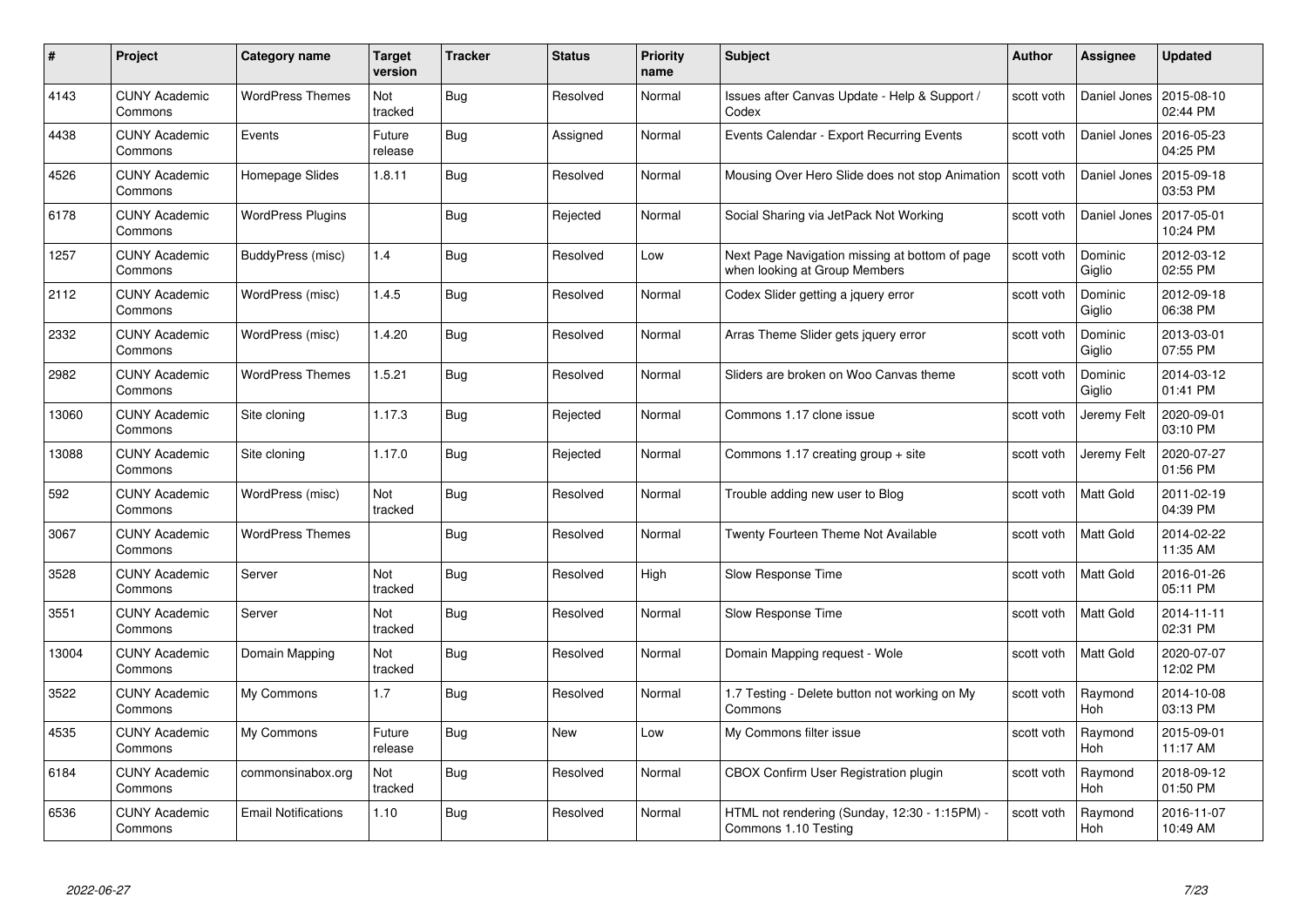| # | Project | Category name | Target version | Tracker | Status | Priority name | Subject | Author | Assignee | Updated |
|---|---|---|---|---|---|---|---|---|---|---|
| 4143 | CUNY Academic Commons | WordPress Themes | Not tracked | Bug | Resolved | Normal | Issues after Canvas Update - Help & Support / Codex | scott voth | Daniel Jones | 2015-08-10 02:44 PM |
| 4438 | CUNY Academic Commons | Events | Future release | Bug | Assigned | Normal | Events Calendar - Export Recurring Events | scott voth | Daniel Jones | 2016-05-23 04:25 PM |
| 4526 | CUNY Academic Commons | Homepage Slides | 1.8.11 | Bug | Resolved | Normal | Mousing Over Hero Slide does not stop Animation | scott voth | Daniel Jones | 2015-09-18 03:53 PM |
| 6178 | CUNY Academic Commons | WordPress Plugins | | Bug | Rejected | Normal | Social Sharing via JetPack Not Working | scott voth | Daniel Jones | 2017-05-01 10:24 PM |
| 1257 | CUNY Academic Commons | BuddyPress (misc) | 1.4 | Bug | Resolved | Low | Next Page Navigation missing at bottom of page when looking at Group Members | scott voth | Dominic Giglio | 2012-03-12 02:55 PM |
| 2112 | CUNY Academic Commons | WordPress (misc) | 1.4.5 | Bug | Resolved | Normal | Codex Slider getting a jquery error | scott voth | Dominic Giglio | 2012-09-18 06:38 PM |
| 2332 | CUNY Academic Commons | WordPress (misc) | 1.4.20 | Bug | Resolved | Normal | Arras Theme Slider gets jquery error | scott voth | Dominic Giglio | 2013-03-01 07:55 PM |
| 2982 | CUNY Academic Commons | WordPress Themes | 1.5.21 | Bug | Resolved | Normal | Sliders are broken on Woo Canvas theme | scott voth | Dominic Giglio | 2014-03-12 01:41 PM |
| 13060 | CUNY Academic Commons | Site cloning | 1.17.3 | Bug | Rejected | Normal | Commons 1.17 clone issue | scott voth | Jeremy Felt | 2020-09-01 03:10 PM |
| 13088 | CUNY Academic Commons | Site cloning | 1.17.0 | Bug | Rejected | Normal | Commons 1.17 creating group + site | scott voth | Jeremy Felt | 2020-07-27 01:56 PM |
| 592 | CUNY Academic Commons | WordPress (misc) | Not tracked | Bug | Resolved | Normal | Trouble adding new user to Blog | scott voth | Matt Gold | 2011-02-19 04:39 PM |
| 3067 | CUNY Academic Commons | WordPress Themes | | Bug | Resolved | Normal | Twenty Fourteen Theme Not Available | scott voth | Matt Gold | 2014-02-22 11:35 AM |
| 3528 | CUNY Academic Commons | Server | Not tracked | Bug | Resolved | High | Slow Response Time | scott voth | Matt Gold | 2016-01-26 05:11 PM |
| 3551 | CUNY Academic Commons | Server | Not tracked | Bug | Resolved | Normal | Slow Response Time | scott voth | Matt Gold | 2014-11-11 02:31 PM |
| 13004 | CUNY Academic Commons | Domain Mapping | Not tracked | Bug | Resolved | Normal | Domain Mapping request - Wole | scott voth | Matt Gold | 2020-07-07 12:02 PM |
| 3522 | CUNY Academic Commons | My Commons | 1.7 | Bug | Resolved | Normal | 1.7 Testing - Delete button not working on My Commons | scott voth | Raymond Hoh | 2014-10-08 03:13 PM |
| 4535 | CUNY Academic Commons | My Commons | Future release | Bug | New | Low | My Commons filter issue | scott voth | Raymond Hoh | 2015-09-01 11:17 AM |
| 6184 | CUNY Academic Commons | commonsinabox.org | Not tracked | Bug | Resolved | Normal | CBOX Confirm User Registration plugin | scott voth | Raymond Hoh | 2018-09-12 01:50 PM |
| 6536 | CUNY Academic Commons | Email Notifications | 1.10 | Bug | Resolved | Normal | HTML not rendering (Sunday, 12:30 - 1:15PM) - Commons 1.10 Testing | scott voth | Raymond Hoh | 2016-11-07 10:49 AM |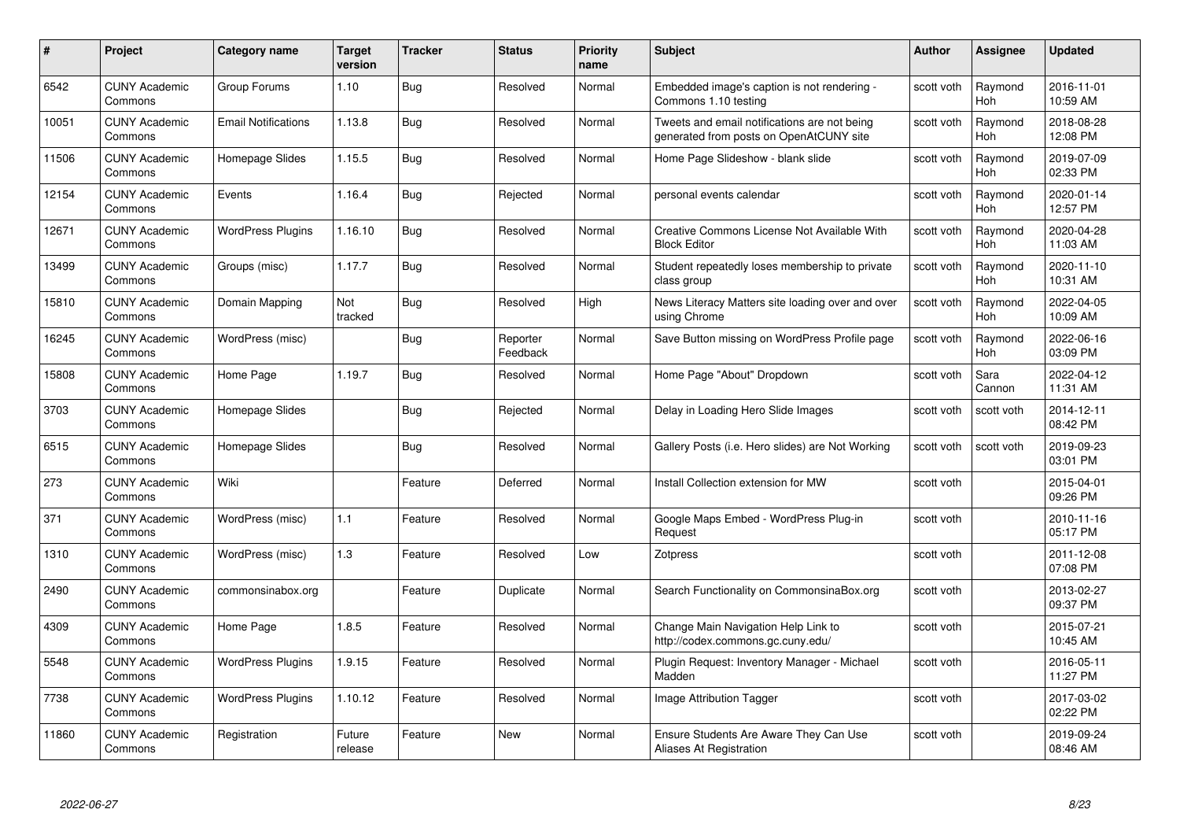| # | Project | Category name | Target version | Tracker | Status | Priority name | Subject | Author | Assignee | Updated |
|---|---|---|---|---|---|---|---|---|---|---|
| 6542 | CUNY Academic Commons | Group Forums | 1.10 | Bug | Resolved | Normal | Embedded image's caption is not rendering - Commons 1.10 testing | scott voth | Raymond Hoh | 2016-11-01 10:59 AM |
| 10051 | CUNY Academic Commons | Email Notifications | 1.13.8 | Bug | Resolved | Normal | Tweets and email notifications are not being generated from posts on OpenAtCUNY site | scott voth | Raymond Hoh | 2018-08-28 12:08 PM |
| 11506 | CUNY Academic Commons | Homepage Slides | 1.15.5 | Bug | Resolved | Normal | Home Page Slideshow - blank slide | scott voth | Raymond Hoh | 2019-07-09 02:33 PM |
| 12154 | CUNY Academic Commons | Events | 1.16.4 | Bug | Rejected | Normal | personal events calendar | scott voth | Raymond Hoh | 2020-01-14 12:57 PM |
| 12671 | CUNY Academic Commons | WordPress Plugins | 1.16.10 | Bug | Resolved | Normal | Creative Commons License Not Available With Block Editor | scott voth | Raymond Hoh | 2020-04-28 11:03 AM |
| 13499 | CUNY Academic Commons | Groups (misc) | 1.17.7 | Bug | Resolved | Normal | Student repeatedly loses membership to private class group | scott voth | Raymond Hoh | 2020-11-10 10:31 AM |
| 15810 | CUNY Academic Commons | Domain Mapping | Not tracked | Bug | Resolved | High | News Literacy Matters site loading over and over using Chrome | scott voth | Raymond Hoh | 2022-04-05 10:09 AM |
| 16245 | CUNY Academic Commons | WordPress (misc) | | Bug | Reporter Feedback | Normal | Save Button missing on WordPress Profile page | scott voth | Raymond Hoh | 2022-06-16 03:09 PM |
| 15808 | CUNY Academic Commons | Home Page | 1.19.7 | Bug | Resolved | Normal | Home Page "About" Dropdown | scott voth | Sara Cannon | 2022-04-12 11:31 AM |
| 3703 | CUNY Academic Commons | Homepage Slides | | Bug | Rejected | Normal | Delay in Loading Hero Slide Images | scott voth | scott voth | 2014-12-11 08:42 PM |
| 6515 | CUNY Academic Commons | Homepage Slides | | Bug | Resolved | Normal | Gallery Posts (i.e. Hero slides) are Not Working | scott voth | scott voth | 2019-09-23 03:01 PM |
| 273 | CUNY Academic Commons | Wiki | | Feature | Deferred | Normal | Install Collection extension for MW | scott voth | | 2015-04-01 09:26 PM |
| 371 | CUNY Academic Commons | WordPress (misc) | 1.1 | Feature | Resolved | Normal | Google Maps Embed - WordPress Plug-in Request | scott voth | | 2010-11-16 05:17 PM |
| 1310 | CUNY Academic Commons | WordPress (misc) | 1.3 | Feature | Resolved | Low | Zotpress | scott voth | | 2011-12-08 07:08 PM |
| 2490 | CUNY Academic Commons | commonsinabox.org | | Feature | Duplicate | Normal | Search Functionality on CommonsinaBox.org | scott voth | | 2013-02-27 09:37 PM |
| 4309 | CUNY Academic Commons | Home Page | 1.8.5 | Feature | Resolved | Normal | Change Main Navigation Help Link to http://codex.commons.gc.cuny.edu/ | scott voth | | 2015-07-21 10:45 AM |
| 5548 | CUNY Academic Commons | WordPress Plugins | 1.9.15 | Feature | Resolved | Normal | Plugin Request: Inventory Manager - Michael Madden | scott voth | | 2016-05-11 11:27 PM |
| 7738 | CUNY Academic Commons | WordPress Plugins | 1.10.12 | Feature | Resolved | Normal | Image Attribution Tagger | scott voth | | 2017-03-02 02:22 PM |
| 11860 | CUNY Academic Commons | Registration | Future release | Feature | New | Normal | Ensure Students Are Aware They Can Use Aliases At Registration | scott voth | | 2019-09-24 08:46 AM |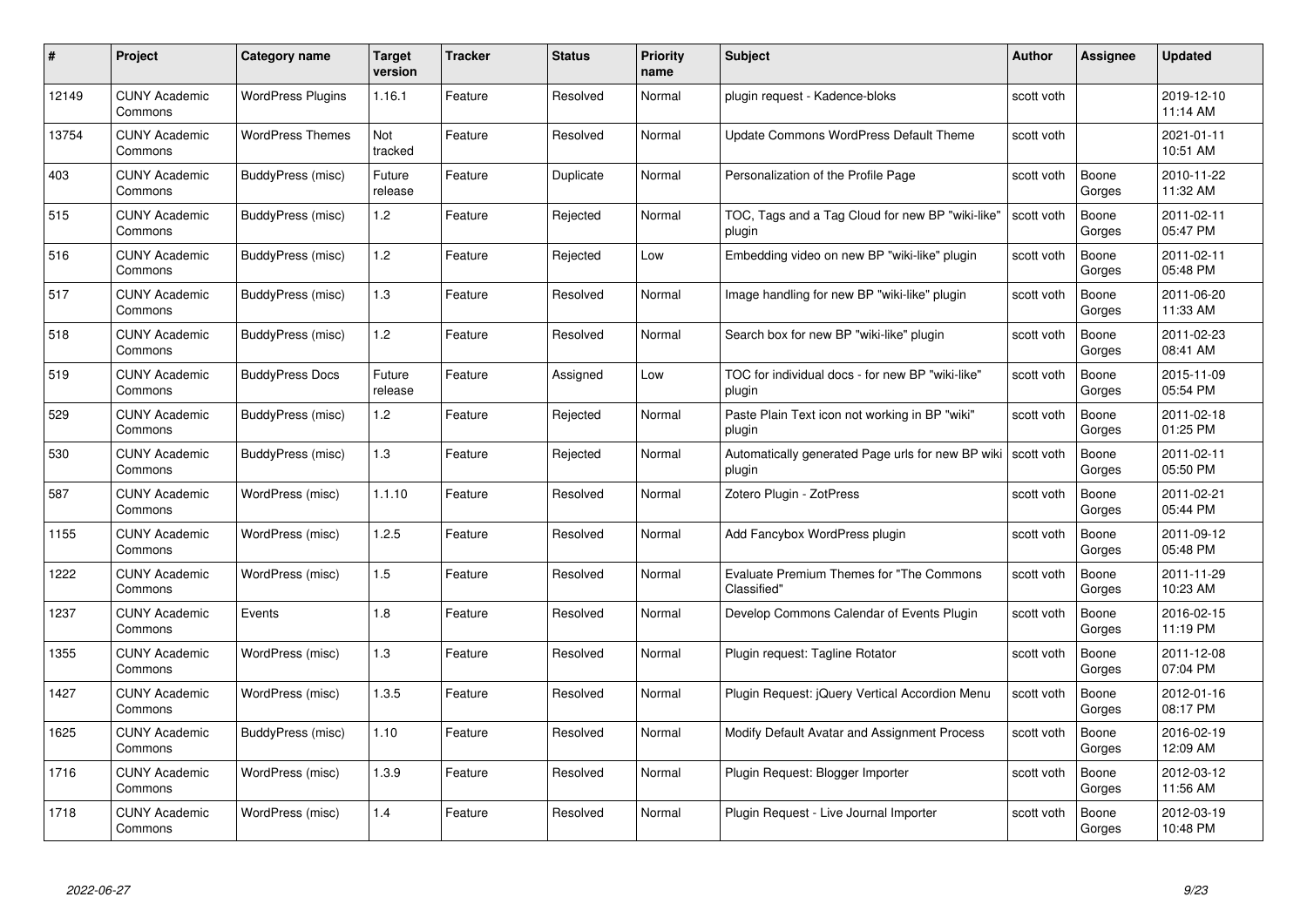| # | Project | Category name | Target version | Tracker | Status | Priority name | Subject | Author | Assignee | Updated |
|---|---|---|---|---|---|---|---|---|---|---|
| 12149 | CUNY Academic Commons | WordPress Plugins | 1.16.1 | Feature | Resolved | Normal | plugin request - Kadence-bloks | scott voth | | 2019-12-10 11:14 AM |
| 13754 | CUNY Academic Commons | WordPress Themes | Not tracked | Feature | Resolved | Normal | Update Commons WordPress Default Theme | scott voth | | 2021-01-11 10:51 AM |
| 403 | CUNY Academic Commons | BuddyPress (misc) | Future release | Feature | Duplicate | Normal | Personalization of the Profile Page | scott voth | Boone Gorges | 2010-11-22 11:32 AM |
| 515 | CUNY Academic Commons | BuddyPress (misc) | 1.2 | Feature | Rejected | Normal | TOC, Tags and a Tag Cloud for new BP "wiki-like" plugin | scott voth | Boone Gorges | 2011-02-11 05:47 PM |
| 516 | CUNY Academic Commons | BuddyPress (misc) | 1.2 | Feature | Rejected | Low | Embedding video on new BP "wiki-like" plugin | scott voth | Boone Gorges | 2011-02-11 05:48 PM |
| 517 | CUNY Academic Commons | BuddyPress (misc) | 1.3 | Feature | Resolved | Normal | Image handling for new BP "wiki-like" plugin | scott voth | Boone Gorges | 2011-06-20 11:33 AM |
| 518 | CUNY Academic Commons | BuddyPress (misc) | 1.2 | Feature | Resolved | Normal | Search box for new BP "wiki-like" plugin | scott voth | Boone Gorges | 2011-02-23 08:41 AM |
| 519 | CUNY Academic Commons | BuddyPress Docs | Future release | Feature | Assigned | Low | TOC for individual docs - for new BP "wiki-like" plugin | scott voth | Boone Gorges | 2015-11-09 05:54 PM |
| 529 | CUNY Academic Commons | BuddyPress (misc) | 1.2 | Feature | Rejected | Normal | Paste Plain Text icon not working in BP "wiki" plugin | scott voth | Boone Gorges | 2011-02-18 01:25 PM |
| 530 | CUNY Academic Commons | BuddyPress (misc) | 1.3 | Feature | Rejected | Normal | Automatically generated Page urls for new BP wiki plugin | scott voth | Boone Gorges | 2011-02-11 05:50 PM |
| 587 | CUNY Academic Commons | WordPress (misc) | 1.1.10 | Feature | Resolved | Normal | Zotero Plugin - ZotPress | scott voth | Boone Gorges | 2011-02-21 05:44 PM |
| 1155 | CUNY Academic Commons | WordPress (misc) | 1.2.5 | Feature | Resolved | Normal | Add Fancybox WordPress plugin | scott voth | Boone Gorges | 2011-09-12 05:48 PM |
| 1222 | CUNY Academic Commons | WordPress (misc) | 1.5 | Feature | Resolved | Normal | Evaluate Premium Themes for "The Commons Classified" | scott voth | Boone Gorges | 2011-11-29 10:23 AM |
| 1237 | CUNY Academic Commons | Events | 1.8 | Feature | Resolved | Normal | Develop Commons Calendar of Events Plugin | scott voth | Boone Gorges | 2016-02-15 11:19 PM |
| 1355 | CUNY Academic Commons | WordPress (misc) | 1.3 | Feature | Resolved | Normal | Plugin request: Tagline Rotator | scott voth | Boone Gorges | 2011-12-08 07:04 PM |
| 1427 | CUNY Academic Commons | WordPress (misc) | 1.3.5 | Feature | Resolved | Normal | Plugin Request: jQuery Vertical Accordion Menu | scott voth | Boone Gorges | 2012-01-16 08:17 PM |
| 1625 | CUNY Academic Commons | BuddyPress (misc) | 1.10 | Feature | Resolved | Normal | Modify Default Avatar and Assignment Process | scott voth | Boone Gorges | 2016-02-19 12:09 AM |
| 1716 | CUNY Academic Commons | WordPress (misc) | 1.3.9 | Feature | Resolved | Normal | Plugin Request: Blogger Importer | scott voth | Boone Gorges | 2012-03-12 11:56 AM |
| 1718 | CUNY Academic Commons | WordPress (misc) | 1.4 | Feature | Resolved | Normal | Plugin Request - Live Journal Importer | scott voth | Boone Gorges | 2012-03-19 10:48 PM |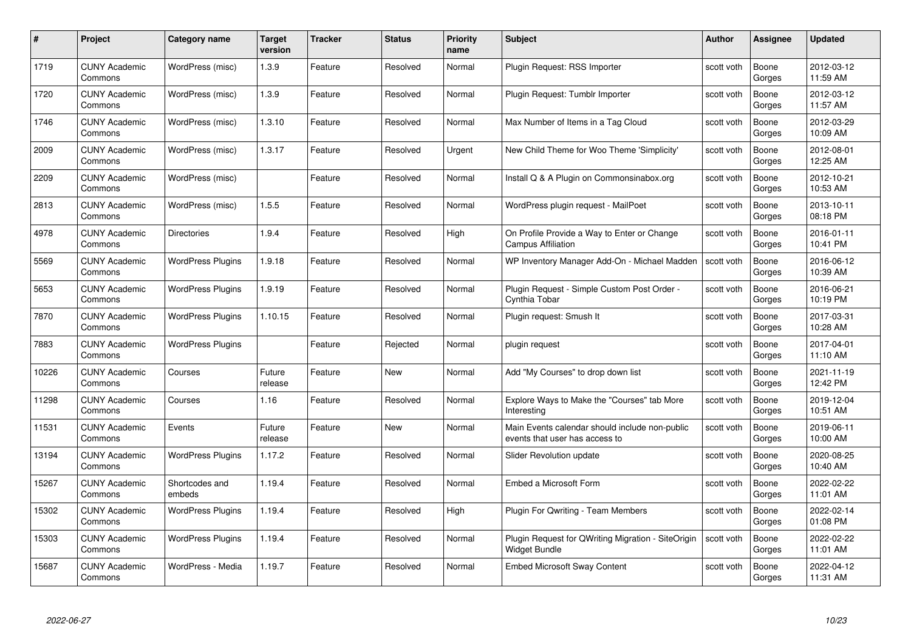| # | Project | Category name | Target version | Tracker | Status | Priority name | Subject | Author | Assignee | Updated |
|---|---|---|---|---|---|---|---|---|---|---|
| 1719 | CUNY Academic Commons | WordPress (misc) | 1.3.9 | Feature | Resolved | Normal | Plugin Request: RSS Importer | scott voth | Boone Gorges | 2012-03-12 11:59 AM |
| 1720 | CUNY Academic Commons | WordPress (misc) | 1.3.9 | Feature | Resolved | Normal | Plugin Request: Tumblr Importer | scott voth | Boone Gorges | 2012-03-12 11:57 AM |
| 1746 | CUNY Academic Commons | WordPress (misc) | 1.3.10 | Feature | Resolved | Normal | Max Number of Items in a Tag Cloud | scott voth | Boone Gorges | 2012-03-29 10:09 AM |
| 2009 | CUNY Academic Commons | WordPress (misc) | 1.3.17 | Feature | Resolved | Urgent | New Child Theme for Woo Theme 'Simplicity' | scott voth | Boone Gorges | 2012-08-01 12:25 AM |
| 2209 | CUNY Academic Commons | WordPress (misc) | | Feature | Resolved | Normal | Install Q & A Plugin on Commonsinabox.org | scott voth | Boone Gorges | 2012-10-21 10:53 AM |
| 2813 | CUNY Academic Commons | WordPress (misc) | 1.5.5 | Feature | Resolved | Normal | WordPress plugin request - MailPoet | scott voth | Boone Gorges | 2013-10-11 08:18 PM |
| 4978 | CUNY Academic Commons | Directories | 1.9.4 | Feature | Resolved | High | On Profile Provide a Way to Enter or Change Campus Affiliation | scott voth | Boone Gorges | 2016-01-11 10:41 PM |
| 5569 | CUNY Academic Commons | WordPress Plugins | 1.9.18 | Feature | Resolved | Normal | WP Inventory Manager Add-On - Michael Madden | scott voth | Boone Gorges | 2016-06-12 10:39 AM |
| 5653 | CUNY Academic Commons | WordPress Plugins | 1.9.19 | Feature | Resolved | Normal | Plugin Request - Simple Custom Post Order - Cynthia Tobar | scott voth | Boone Gorges | 2016-06-21 10:19 PM |
| 7870 | CUNY Academic Commons | WordPress Plugins | 1.10.15 | Feature | Resolved | Normal | Plugin request: Smush It | scott voth | Boone Gorges | 2017-03-31 10:28 AM |
| 7883 | CUNY Academic Commons | WordPress Plugins | | Feature | Rejected | Normal | plugin request | scott voth | Boone Gorges | 2017-04-01 11:10 AM |
| 10226 | CUNY Academic Commons | Courses | Future release | Feature | New | Normal | Add "My Courses" to drop down list | scott voth | Boone Gorges | 2021-11-19 12:42 PM |
| 11298 | CUNY Academic Commons | Courses | 1.16 | Feature | Resolved | Normal | Explore Ways to Make the "Courses" tab More Interesting | scott voth | Boone Gorges | 2019-12-04 10:51 AM |
| 11531 | CUNY Academic Commons | Events | Future release | Feature | New | Normal | Main Events calendar should include non-public events that user has access to | scott voth | Boone Gorges | 2019-06-11 10:00 AM |
| 13194 | CUNY Academic Commons | WordPress Plugins | 1.17.2 | Feature | Resolved | Normal | Slider Revolution update | scott voth | Boone Gorges | 2020-08-25 10:40 AM |
| 15267 | CUNY Academic Commons | Shortcodes and embeds | 1.19.4 | Feature | Resolved | Normal | Embed a Microsoft Form | scott voth | Boone Gorges | 2022-02-22 11:01 AM |
| 15302 | CUNY Academic Commons | WordPress Plugins | 1.19.4 | Feature | Resolved | High | Plugin For Qwriting - Team Members | scott voth | Boone Gorges | 2022-02-14 01:08 PM |
| 15303 | CUNY Academic Commons | WordPress Plugins | 1.19.4 | Feature | Resolved | Normal | Plugin Request for QWriting Migration - SiteOrigin Widget Bundle | scott voth | Boone Gorges | 2022-02-22 11:01 AM |
| 15687 | CUNY Academic Commons | WordPress - Media | 1.19.7 | Feature | Resolved | Normal | Embed Microsoft Sway Content | scott voth | Boone Gorges | 2022-04-12 11:31 AM |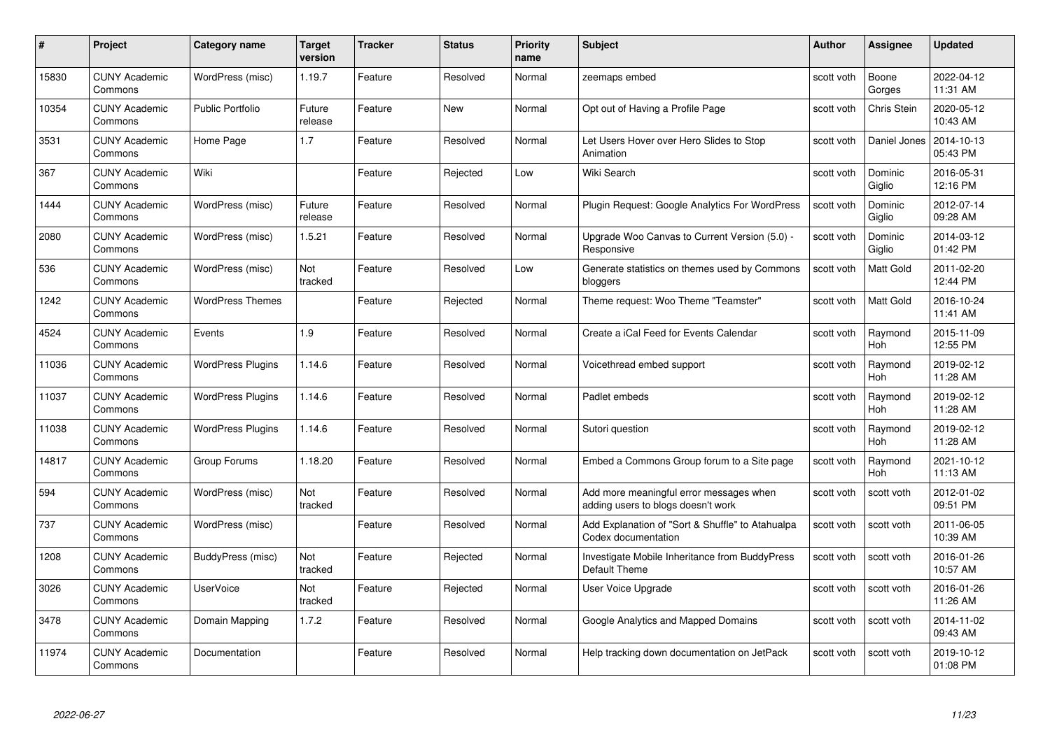| # | Project | Category name | Target version | Tracker | Status | Priority name | Subject | Author | Assignee | Updated |
|---|---|---|---|---|---|---|---|---|---|---|
| 15830 | CUNY Academic Commons | WordPress (misc) | 1.19.7 | Feature | Resolved | Normal | zeemaps embed | scott voth | Boone Gorges | 2022-04-12 11:31 AM |
| 10354 | CUNY Academic Commons | Public Portfolio | Future release | Feature | New | Normal | Opt out of Having a Profile Page | scott voth | Chris Stein | 2020-05-12 10:43 AM |
| 3531 | CUNY Academic Commons | Home Page | 1.7 | Feature | Resolved | Normal | Let Users Hover over Hero Slides to Stop Animation | scott voth | Daniel Jones | 2014-10-13 05:43 PM |
| 367 | CUNY Academic Commons | Wiki | | Feature | Rejected | Low | Wiki Search | scott voth | Dominic Giglio | 2016-05-31 12:16 PM |
| 1444 | CUNY Academic Commons | WordPress (misc) | Future release | Feature | Resolved | Normal | Plugin Request: Google Analytics For WordPress | scott voth | Dominic Giglio | 2012-07-14 09:28 AM |
| 2080 | CUNY Academic Commons | WordPress (misc) | 1.5.21 | Feature | Resolved | Normal | Upgrade Woo Canvas to Current Version (5.0) - Responsive | scott voth | Dominic Giglio | 2014-03-12 01:42 PM |
| 536 | CUNY Academic Commons | WordPress (misc) | Not tracked | Feature | Resolved | Low | Generate statistics on themes used by Commons bloggers | scott voth | Matt Gold | 2011-02-20 12:44 PM |
| 1242 | CUNY Academic Commons | WordPress Themes | | Feature | Rejected | Normal | Theme request: Woo Theme "Teamster" | scott voth | Matt Gold | 2016-10-24 11:41 AM |
| 4524 | CUNY Academic Commons | Events | 1.9 | Feature | Resolved | Normal | Create a iCal Feed for Events Calendar | scott voth | Raymond Hoh | 2015-11-09 12:55 PM |
| 11036 | CUNY Academic Commons | WordPress Plugins | 1.14.6 | Feature | Resolved | Normal | Voicethread embed support | scott voth | Raymond Hoh | 2019-02-12 11:28 AM |
| 11037 | CUNY Academic Commons | WordPress Plugins | 1.14.6 | Feature | Resolved | Normal | Padlet embeds | scott voth | Raymond Hoh | 2019-02-12 11:28 AM |
| 11038 | CUNY Academic Commons | WordPress Plugins | 1.14.6 | Feature | Resolved | Normal | Sutori question | scott voth | Raymond Hoh | 2019-02-12 11:28 AM |
| 14817 | CUNY Academic Commons | Group Forums | 1.18.20 | Feature | Resolved | Normal | Embed a Commons Group forum to a Site page | scott voth | Raymond Hoh | 2021-10-12 11:13 AM |
| 594 | CUNY Academic Commons | WordPress (misc) | Not tracked | Feature | Resolved | Normal | Add more meaningful error messages when adding users to blogs doesn't work | scott voth | scott voth | 2012-01-02 09:51 PM |
| 737 | CUNY Academic Commons | WordPress (misc) | | Feature | Resolved | Normal | Add Explanation of "Sort & Shuffle" to Atahualpa Codex documentation | scott voth | scott voth | 2011-06-05 10:39 AM |
| 1208 | CUNY Academic Commons | BuddyPress (misc) | Not tracked | Feature | Rejected | Normal | Investigate Mobile Inheritance from BuddyPress Default Theme | scott voth | scott voth | 2016-01-26 10:57 AM |
| 3026 | CUNY Academic Commons | UserVoice | Not tracked | Feature | Rejected | Normal | User Voice Upgrade | scott voth | scott voth | 2016-01-26 11:26 AM |
| 3478 | CUNY Academic Commons | Domain Mapping | 1.7.2 | Feature | Resolved | Normal | Google Analytics and Mapped Domains | scott voth | scott voth | 2014-11-02 09:43 AM |
| 11974 | CUNY Academic Commons | Documentation | | Feature | Resolved | Normal | Help tracking down documentation on JetPack | scott voth | scott voth | 2019-10-12 01:08 PM |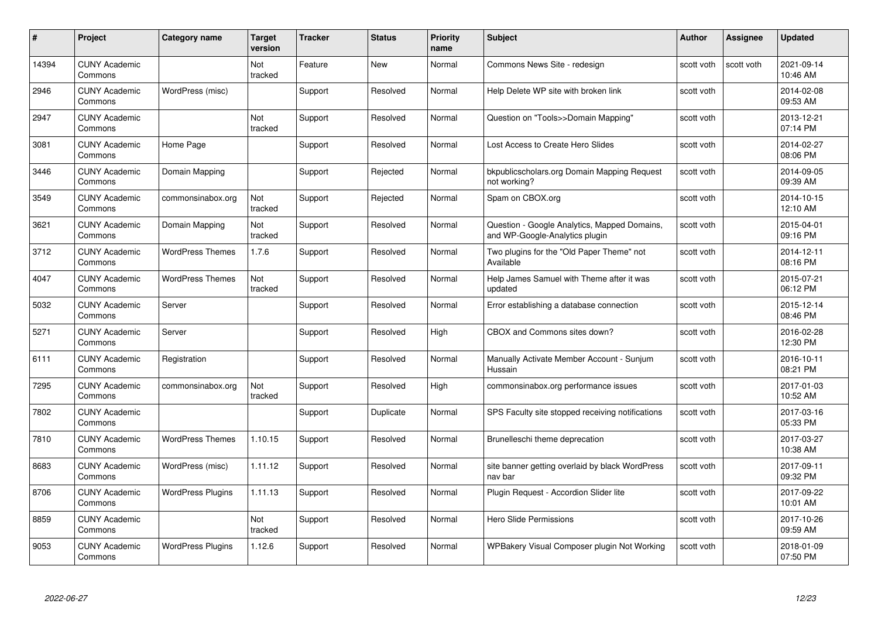| # | Project | Category name | Target version | Tracker | Status | Priority name | Subject | Author | Assignee | Updated |
|---|---|---|---|---|---|---|---|---|---|---|
| 14394 | CUNY Academic Commons | | Not tracked | Feature | New | Normal | Commons News Site - redesign | scott voth | scott voth | 2021-09-14 10:46 AM |
| 2946 | CUNY Academic Commons | WordPress (misc) | | Support | Resolved | Normal | Help Delete WP site with broken link | scott voth | | 2014-02-08 09:53 AM |
| 2947 | CUNY Academic Commons | | Not tracked | Support | Resolved | Normal | Question on "Tools>>Domain Mapping" | scott voth | | 2013-12-21 07:14 PM |
| 3081 | CUNY Academic Commons | Home Page | | Support | Resolved | Normal | Lost Access to Create Hero Slides | scott voth | | 2014-02-27 08:06 PM |
| 3446 | CUNY Academic Commons | Domain Mapping | | Support | Rejected | Normal | bkpublicscholars.org Domain Mapping Request not working? | scott voth | | 2014-09-05 09:39 AM |
| 3549 | CUNY Academic Commons | commonsinabox.org | Not tracked | Support | Rejected | Normal | Spam on CBOX.org | scott voth | | 2014-10-15 12:10 AM |
| 3621 | CUNY Academic Commons | Domain Mapping | Not tracked | Support | Resolved | Normal | Question - Google Analytics, Mapped Domains, and WP-Google-Analytics plugin | scott voth | | 2015-04-01 09:16 PM |
| 3712 | CUNY Academic Commons | WordPress Themes | 1.7.6 | Support | Resolved | Normal | Two plugins for the "Old Paper Theme" not Available | scott voth | | 2014-12-11 08:16 PM |
| 4047 | CUNY Academic Commons | WordPress Themes | Not tracked | Support | Resolved | Normal | Help James Samuel with Theme after it was updated | scott voth | | 2015-07-21 06:12 PM |
| 5032 | CUNY Academic Commons | Server | | Support | Resolved | Normal | Error establishing a database connection | scott voth | | 2015-12-14 08:46 PM |
| 5271 | CUNY Academic Commons | Server | | Support | Resolved | High | CBOX and Commons sites down? | scott voth | | 2016-02-28 12:30 PM |
| 6111 | CUNY Academic Commons | Registration | | Support | Resolved | Normal | Manually Activate Member Account - Sunjum Hussain | scott voth | | 2016-10-11 08:21 PM |
| 7295 | CUNY Academic Commons | commonsinabox.org | Not tracked | Support | Resolved | High | commonsinabox.org performance issues | scott voth | | 2017-01-03 10:52 AM |
| 7802 | CUNY Academic Commons | | | Support | Duplicate | Normal | SPS Faculty site stopped receiving notifications | scott voth | | 2017-03-16 05:33 PM |
| 7810 | CUNY Academic Commons | WordPress Themes | 1.10.15 | Support | Resolved | Normal | Brunelleschi theme deprecation | scott voth | | 2017-03-27 10:38 AM |
| 8683 | CUNY Academic Commons | WordPress (misc) | 1.11.12 | Support | Resolved | Normal | site banner getting overlaid by black WordPress nav bar | scott voth | | 2017-09-11 09:32 PM |
| 8706 | CUNY Academic Commons | WordPress Plugins | 1.11.13 | Support | Resolved | Normal | Plugin Request - Accordion Slider lite | scott voth | | 2017-09-22 10:01 AM |
| 8859 | CUNY Academic Commons | | Not tracked | Support | Resolved | Normal | Hero Slide Permissions | scott voth | | 2017-10-26 09:59 AM |
| 9053 | CUNY Academic Commons | WordPress Plugins | 1.12.6 | Support | Resolved | Normal | WPBakery Visual Composer plugin Not Working | scott voth | | 2018-01-09 07:50 PM |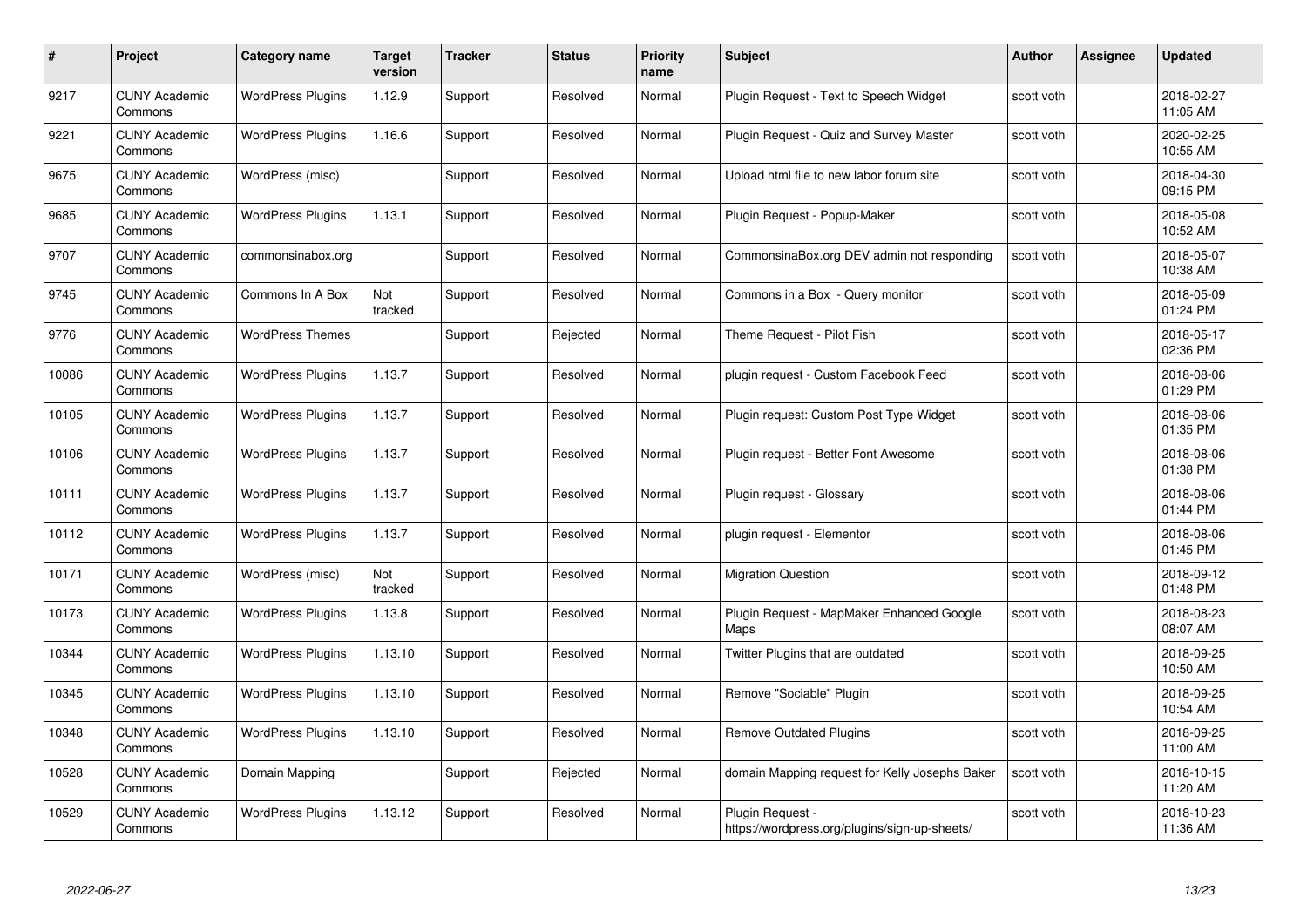| # | Project | Category name | Target version | Tracker | Status | Priority name | Subject | Author | Assignee | Updated |
|---|---|---|---|---|---|---|---|---|---|---|
| 9217 | CUNY Academic Commons | WordPress Plugins | 1.12.9 | Support | Resolved | Normal | Plugin Request - Text to Speech Widget | scott voth | | 2018-02-27 11:05 AM |
| 9221 | CUNY Academic Commons | WordPress Plugins | 1.16.6 | Support | Resolved | Normal | Plugin Request - Quiz and Survey Master | scott voth | | 2020-02-25 10:55 AM |
| 9675 | CUNY Academic Commons | WordPress (misc) | | Support | Resolved | Normal | Upload html file to new labor forum site | scott voth | | 2018-04-30 09:15 PM |
| 9685 | CUNY Academic Commons | WordPress Plugins | 1.13.1 | Support | Resolved | Normal | Plugin Request - Popup-Maker | scott voth | | 2018-05-08 10:52 AM |
| 9707 | CUNY Academic Commons | commonsinabox.org | | Support | Resolved | Normal | CommonsinaBox.org DEV admin not responding | scott voth | | 2018-05-07 10:38 AM |
| 9745 | CUNY Academic Commons | Commons In A Box | Not tracked | Support | Resolved | Normal | Commons in a Box - Query monitor | scott voth | | 2018-05-09 01:24 PM |
| 9776 | CUNY Academic Commons | WordPress Themes | | Support | Rejected | Normal | Theme Request - Pilot Fish | scott voth | | 2018-05-17 02:36 PM |
| 10086 | CUNY Academic Commons | WordPress Plugins | 1.13.7 | Support | Resolved | Normal | plugin request - Custom Facebook Feed | scott voth | | 2018-08-06 01:29 PM |
| 10105 | CUNY Academic Commons | WordPress Plugins | 1.13.7 | Support | Resolved | Normal | Plugin request: Custom Post Type Widget | scott voth | | 2018-08-06 01:35 PM |
| 10106 | CUNY Academic Commons | WordPress Plugins | 1.13.7 | Support | Resolved | Normal | Plugin request - Better Font Awesome | scott voth | | 2018-08-06 01:38 PM |
| 10111 | CUNY Academic Commons | WordPress Plugins | 1.13.7 | Support | Resolved | Normal | Plugin request - Glossary | scott voth | | 2018-08-06 01:44 PM |
| 10112 | CUNY Academic Commons | WordPress Plugins | 1.13.7 | Support | Resolved | Normal | plugin request - Elementor | scott voth | | 2018-08-06 01:45 PM |
| 10171 | CUNY Academic Commons | WordPress (misc) | Not tracked | Support | Resolved | Normal | Migration Question | scott voth | | 2018-09-12 01:48 PM |
| 10173 | CUNY Academic Commons | WordPress Plugins | 1.13.8 | Support | Resolved | Normal | Plugin Request - MapMaker Enhanced Google Maps | scott voth | | 2018-08-23 08:07 AM |
| 10344 | CUNY Academic Commons | WordPress Plugins | 1.13.10 | Support | Resolved | Normal | Twitter Plugins that are outdated | scott voth | | 2018-09-25 10:50 AM |
| 10345 | CUNY Academic Commons | WordPress Plugins | 1.13.10 | Support | Resolved | Normal | Remove "Sociable" Plugin | scott voth | | 2018-09-25 10:54 AM |
| 10348 | CUNY Academic Commons | WordPress Plugins | 1.13.10 | Support | Resolved | Normal | Remove Outdated Plugins | scott voth | | 2018-09-25 11:00 AM |
| 10528 | CUNY Academic Commons | Domain Mapping | | Support | Rejected | Normal | domain Mapping request for Kelly Josephs Baker | scott voth | | 2018-10-15 11:20 AM |
| 10529 | CUNY Academic Commons | WordPress Plugins | 1.13.12 | Support | Resolved | Normal | Plugin Request - https://wordpress.org/plugins/sign-up-sheets/ | scott voth | | 2018-10-23 11:36 AM |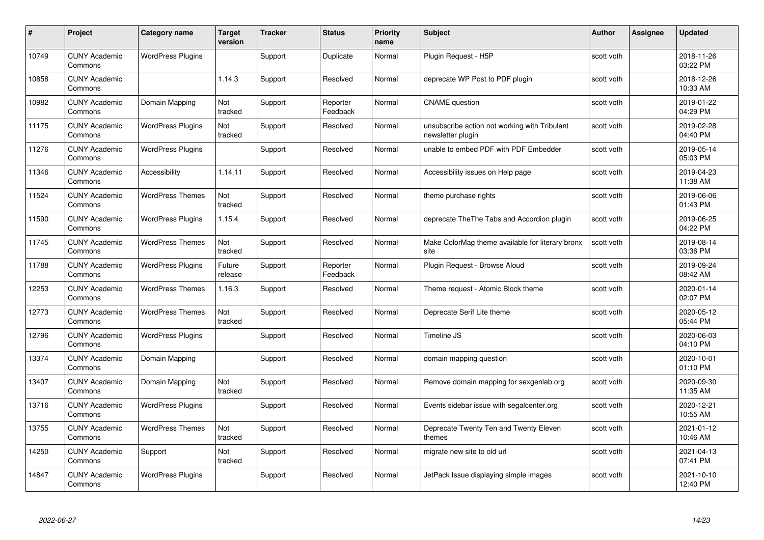| # | Project | Category name | Target version | Tracker | Status | Priority name | Subject | Author | Assignee | Updated |
|---|---|---|---|---|---|---|---|---|---|---|
| 10749 | CUNY Academic Commons | WordPress Plugins | | Support | Duplicate | Normal | Plugin Request - H5P | scott voth | | 2018-11-26 03:22 PM |
| 10858 | CUNY Academic Commons | | 1.14.3 | Support | Resolved | Normal | deprecate WP Post to PDF plugin | scott voth | | 2018-12-26 10:33 AM |
| 10982 | CUNY Academic Commons | Domain Mapping | Not tracked | Support | Reporter Feedback | Normal | CNAME question | scott voth | | 2019-01-22 04:29 PM |
| 11175 | CUNY Academic Commons | WordPress Plugins | Not tracked | Support | Resolved | Normal | unsubscribe action not working with Tribulant newsletter plugin | scott voth | | 2019-02-28 04:40 PM |
| 11276 | CUNY Academic Commons | WordPress Plugins | | Support | Resolved | Normal | unable to embed PDF with PDF Embedder | scott voth | | 2019-05-14 05:03 PM |
| 11346 | CUNY Academic Commons | Accessibility | 1.14.11 | Support | Resolved | Normal | Accessibility issues on Help page | scott voth | | 2019-04-23 11:38 AM |
| 11524 | CUNY Academic Commons | WordPress Themes | Not tracked | Support | Resolved | Normal | theme purchase rights | scott voth | | 2019-06-06 01:43 PM |
| 11590 | CUNY Academic Commons | WordPress Plugins | 1.15.4 | Support | Resolved | Normal | deprecate TheThe Tabs and Accordion plugin | scott voth | | 2019-06-25 04:22 PM |
| 11745 | CUNY Academic Commons | WordPress Themes | Not tracked | Support | Resolved | Normal | Make ColorMag theme available for literary bronx site | scott voth | | 2019-08-14 03:36 PM |
| 11788 | CUNY Academic Commons | WordPress Plugins | Future release | Support | Reporter Feedback | Normal | Plugin Request - Browse Aloud | scott voth | | 2019-09-24 08:42 AM |
| 12253 | CUNY Academic Commons | WordPress Themes | 1.16.3 | Support | Resolved | Normal | Theme request - Atomic Block theme | scott voth | | 2020-01-14 02:07 PM |
| 12773 | CUNY Academic Commons | WordPress Themes | Not tracked | Support | Resolved | Normal | Deprecate Serif Lite theme | scott voth | | 2020-05-12 05:44 PM |
| 12796 | CUNY Academic Commons | WordPress Plugins | | Support | Resolved | Normal | Timeline JS | scott voth | | 2020-06-03 04:10 PM |
| 13374 | CUNY Academic Commons | Domain Mapping | | Support | Resolved | Normal | domain mapping question | scott voth | | 2020-10-01 01:10 PM |
| 13407 | CUNY Academic Commons | Domain Mapping | Not tracked | Support | Resolved | Normal | Remove domain mapping for sexgenlab.org | scott voth | | 2020-09-30 11:35 AM |
| 13716 | CUNY Academic Commons | WordPress Plugins | | Support | Resolved | Normal | Events sidebar issue with segalcenter.org | scott voth | | 2020-12-21 10:55 AM |
| 13755 | CUNY Academic Commons | WordPress Themes | Not tracked | Support | Resolved | Normal | Deprecate Twenty Ten and Twenty Eleven themes | scott voth | | 2021-01-12 10:46 AM |
| 14250 | CUNY Academic Commons | Support | Not tracked | Support | Resolved | Normal | migrate new site to old url | scott voth | | 2021-04-13 07:41 PM |
| 14847 | CUNY Academic Commons | WordPress Plugins | | Support | Resolved | Normal | JetPack Issue displaying simple images | scott voth | | 2021-10-10 12:40 PM |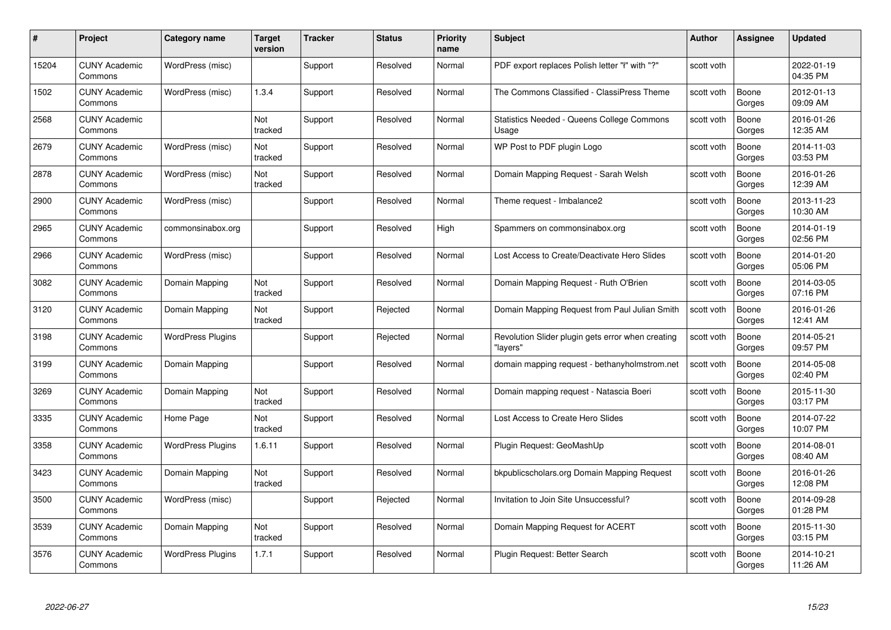| # | Project | Category name | Target version | Tracker | Status | Priority name | Subject | Author | Assignee | Updated |
|---|---|---|---|---|---|---|---|---|---|---|
| 15204 | CUNY Academic Commons | WordPress (misc) | | Support | Resolved | Normal | PDF export replaces Polish letter "ł" with "?" | scott voth | | 2022-01-19 04:35 PM |
| 1502 | CUNY Academic Commons | WordPress (misc) | 1.3.4 | Support | Resolved | Normal | The Commons Classified - ClassiPress Theme | scott voth | Boone Gorges | 2012-01-13 09:09 AM |
| 2568 | CUNY Academic Commons | | Not tracked | Support | Resolved | Normal | Statistics Needed - Queens College Commons Usage | scott voth | Boone Gorges | 2016-01-26 12:35 AM |
| 2679 | CUNY Academic Commons | WordPress (misc) | Not tracked | Support | Resolved | Normal | WP Post to PDF plugin Logo | scott voth | Boone Gorges | 2014-11-03 03:53 PM |
| 2878 | CUNY Academic Commons | WordPress (misc) | Not tracked | Support | Resolved | Normal | Domain Mapping Request - Sarah Welsh | scott voth | Boone Gorges | 2016-01-26 12:39 AM |
| 2900 | CUNY Academic Commons | WordPress (misc) | | Support | Resolved | Normal | Theme request - Imbalance2 | scott voth | Boone Gorges | 2013-11-23 10:30 AM |
| 2965 | CUNY Academic Commons | commonsinabox.org | | Support | Resolved | High | Spammers on commonsinabox.org | scott voth | Boone Gorges | 2014-01-19 02:56 PM |
| 2966 | CUNY Academic Commons | WordPress (misc) | | Support | Resolved | Normal | Lost Access to Create/Deactivate Hero Slides | scott voth | Boone Gorges | 2014-01-20 05:06 PM |
| 3082 | CUNY Academic Commons | Domain Mapping | Not tracked | Support | Resolved | Normal | Domain Mapping Request - Ruth O'Brien | scott voth | Boone Gorges | 2014-03-05 07:16 PM |
| 3120 | CUNY Academic Commons | Domain Mapping | Not tracked | Support | Rejected | Normal | Domain Mapping Request from Paul Julian Smith | scott voth | Boone Gorges | 2016-01-26 12:41 AM |
| 3198 | CUNY Academic Commons | WordPress Plugins | | Support | Rejected | Normal | Revolution Slider plugin gets error when creating "layers" | scott voth | Boone Gorges | 2014-05-21 09:57 PM |
| 3199 | CUNY Academic Commons | Domain Mapping | | Support | Resolved | Normal | domain mapping request - bethanyholmstrom.net | scott voth | Boone Gorges | 2014-05-08 02:40 PM |
| 3269 | CUNY Academic Commons | Domain Mapping | Not tracked | Support | Resolved | Normal | Domain mapping request - Natascia Boeri | scott voth | Boone Gorges | 2015-11-30 03:17 PM |
| 3335 | CUNY Academic Commons | Home Page | Not tracked | Support | Resolved | Normal | Lost Access to Create Hero Slides | scott voth | Boone Gorges | 2014-07-22 10:07 PM |
| 3358 | CUNY Academic Commons | WordPress Plugins | 1.6.11 | Support | Resolved | Normal | Plugin Request: GeoMashUp | scott voth | Boone Gorges | 2014-08-01 08:40 AM |
| 3423 | CUNY Academic Commons | Domain Mapping | Not tracked | Support | Resolved | Normal | bkpublicscholars.org Domain Mapping Request | scott voth | Boone Gorges | 2016-01-26 12:08 PM |
| 3500 | CUNY Academic Commons | WordPress (misc) | | Support | Rejected | Normal | Invitation to Join Site Unsuccessful? | scott voth | Boone Gorges | 2014-09-28 01:28 PM |
| 3539 | CUNY Academic Commons | Domain Mapping | Not tracked | Support | Resolved | Normal | Domain Mapping Request for ACERT | scott voth | Boone Gorges | 2015-11-30 03:15 PM |
| 3576 | CUNY Academic Commons | WordPress Plugins | 1.7.1 | Support | Resolved | Normal | Plugin Request: Better Search | scott voth | Boone Gorges | 2014-10-21 11:26 AM |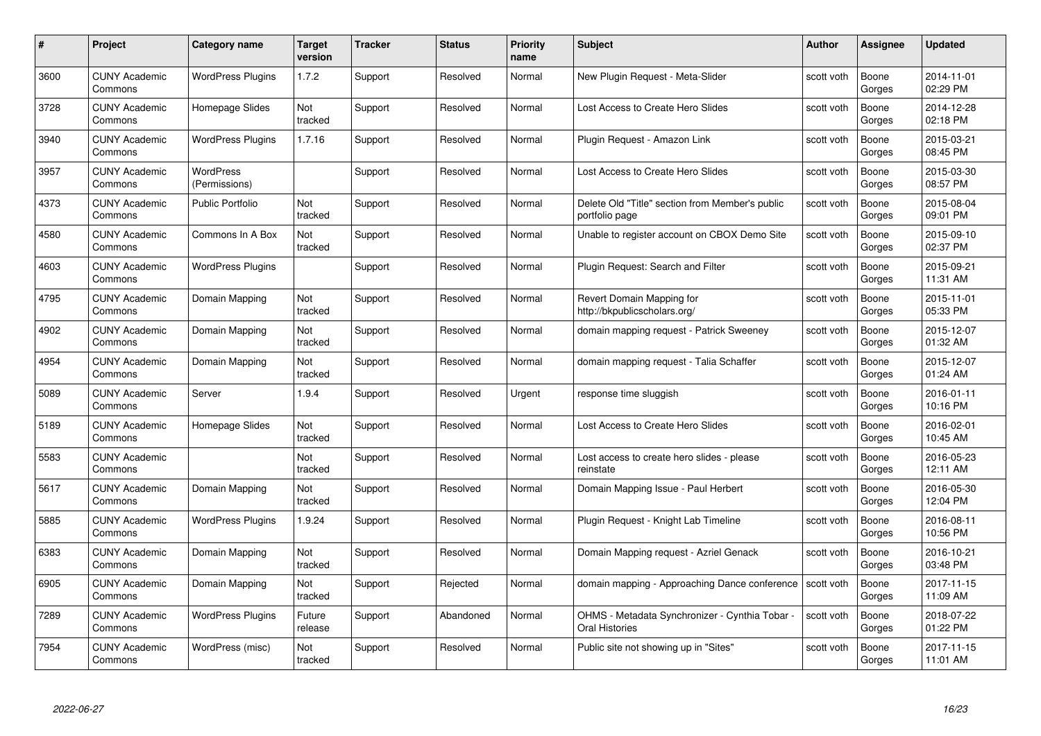| # | Project | Category name | Target version | Tracker | Status | Priority name | Subject | Author | Assignee | Updated |
|---|---|---|---|---|---|---|---|---|---|---|
| 3600 | CUNY Academic Commons | WordPress Plugins | 1.7.2 | Support | Resolved | Normal | New Plugin Request - Meta-Slider | scott voth | Boone Gorges | 2014-11-01 02:29 PM |
| 3728 | CUNY Academic Commons | Homepage Slides | Not tracked | Support | Resolved | Normal | Lost Access to Create Hero Slides | scott voth | Boone Gorges | 2014-12-28 02:18 PM |
| 3940 | CUNY Academic Commons | WordPress Plugins | 1.7.16 | Support | Resolved | Normal | Plugin Request - Amazon Link | scott voth | Boone Gorges | 2015-03-21 08:45 PM |
| 3957 | CUNY Academic Commons | WordPress (Permissions) | | Support | Resolved | Normal | Lost Access to Create Hero Slides | scott voth | Boone Gorges | 2015-03-30 08:57 PM |
| 4373 | CUNY Academic Commons | Public Portfolio | Not tracked | Support | Resolved | Normal | Delete Old "Title" section from Member's public portfolio page | scott voth | Boone Gorges | 2015-08-04 09:01 PM |
| 4580 | CUNY Academic Commons | Commons In A Box | Not tracked | Support | Resolved | Normal | Unable to register account on CBOX Demo Site | scott voth | Boone Gorges | 2015-09-10 02:37 PM |
| 4603 | CUNY Academic Commons | WordPress Plugins | | Support | Resolved | Normal | Plugin Request: Search and Filter | scott voth | Boone Gorges | 2015-09-21 11:31 AM |
| 4795 | CUNY Academic Commons | Domain Mapping | Not tracked | Support | Resolved | Normal | Revert Domain Mapping for http://bkpublicscholars.org/ | scott voth | Boone Gorges | 2015-11-01 05:33 PM |
| 4902 | CUNY Academic Commons | Domain Mapping | Not tracked | Support | Resolved | Normal | domain mapping request - Patrick Sweeney | scott voth | Boone Gorges | 2015-12-07 01:32 AM |
| 4954 | CUNY Academic Commons | Domain Mapping | Not tracked | Support | Resolved | Normal | domain mapping request - Talia Schaffer | scott voth | Boone Gorges | 2015-12-07 01:24 AM |
| 5089 | CUNY Academic Commons | Server | 1.9.4 | Support | Resolved | Urgent | response time sluggish | scott voth | Boone Gorges | 2016-01-11 10:16 PM |
| 5189 | CUNY Academic Commons | Homepage Slides | Not tracked | Support | Resolved | Normal | Lost Access to Create Hero Slides | scott voth | Boone Gorges | 2016-02-01 10:45 AM |
| 5583 | CUNY Academic Commons | | Not tracked | Support | Resolved | Normal | Lost access to create hero slides - please reinstate | scott voth | Boone Gorges | 2016-05-23 12:11 AM |
| 5617 | CUNY Academic Commons | Domain Mapping | Not tracked | Support | Resolved | Normal | Domain Mapping Issue - Paul Herbert | scott voth | Boone Gorges | 2016-05-30 12:04 PM |
| 5885 | CUNY Academic Commons | WordPress Plugins | 1.9.24 | Support | Resolved | Normal | Plugin Request - Knight Lab Timeline | scott voth | Boone Gorges | 2016-08-11 10:56 PM |
| 6383 | CUNY Academic Commons | Domain Mapping | Not tracked | Support | Resolved | Normal | Domain Mapping request - Azriel Genack | scott voth | Boone Gorges | 2016-10-21 03:48 PM |
| 6905 | CUNY Academic Commons | Domain Mapping | Not tracked | Support | Rejected | Normal | domain mapping - Approaching Dance conference | scott voth | Boone Gorges | 2017-11-15 11:09 AM |
| 7289 | CUNY Academic Commons | WordPress Plugins | Future release | Support | Abandoned | Normal | OHMS - Metadata Synchronizer - Cynthia Tobar - Oral Histories | scott voth | Boone Gorges | 2018-07-22 01:22 PM |
| 7954 | CUNY Academic Commons | WordPress (misc) | Not tracked | Support | Resolved | Normal | Public site not showing up in "Sites" | scott voth | Boone Gorges | 2017-11-15 11:01 AM |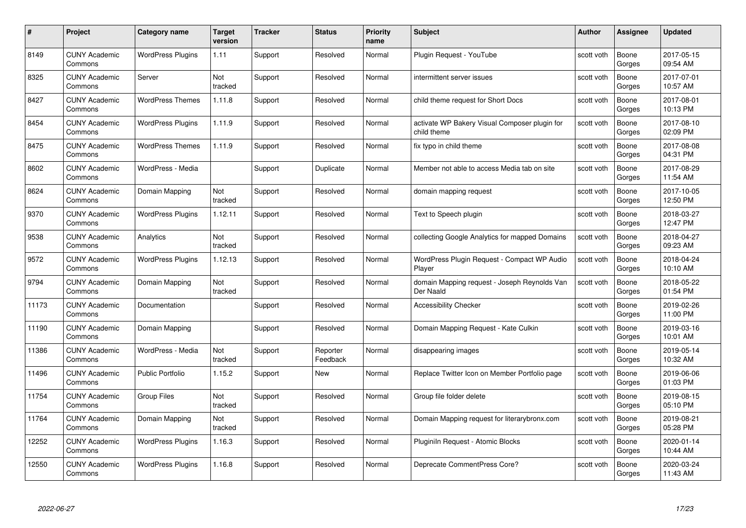| # | Project | Category name | Target version | Tracker | Status | Priority name | Subject | Author | Assignee | Updated |
|---|---|---|---|---|---|---|---|---|---|---|
| 8149 | CUNY Academic Commons | WordPress Plugins | 1.11 | Support | Resolved | Normal | Plugin Request - YouTube | scott voth | Boone Gorges | 2017-05-15 09:54 AM |
| 8325 | CUNY Academic Commons | Server | Not tracked | Support | Resolved | Normal | intermittent server issues | scott voth | Boone Gorges | 2017-07-01 10:57 AM |
| 8427 | CUNY Academic Commons | WordPress Themes | 1.11.8 | Support | Resolved | Normal | child theme request for Short Docs | scott voth | Boone Gorges | 2017-08-01 10:13 PM |
| 8454 | CUNY Academic Commons | WordPress Plugins | 1.11.9 | Support | Resolved | Normal | activate WP Bakery Visual Composer plugin for child theme | scott voth | Boone Gorges | 2017-08-10 02:09 PM |
| 8475 | CUNY Academic Commons | WordPress Themes | 1.11.9 | Support | Resolved | Normal | fix typo in child theme | scott voth | Boone Gorges | 2017-08-08 04:31 PM |
| 8602 | CUNY Academic Commons | WordPress - Media | | Support | Duplicate | Normal | Member not able to access Media tab on site | scott voth | Boone Gorges | 2017-08-29 11:54 AM |
| 8624 | CUNY Academic Commons | Domain Mapping | Not tracked | Support | Resolved | Normal | domain mapping request | scott voth | Boone Gorges | 2017-10-05 12:50 PM |
| 9370 | CUNY Academic Commons | WordPress Plugins | 1.12.11 | Support | Resolved | Normal | Text to Speech plugin | scott voth | Boone Gorges | 2018-03-27 12:47 PM |
| 9538 | CUNY Academic Commons | Analytics | Not tracked | Support | Resolved | Normal | collecting Google Analytics for mapped Domains | scott voth | Boone Gorges | 2018-04-27 09:23 AM |
| 9572 | CUNY Academic Commons | WordPress Plugins | 1.12.13 | Support | Resolved | Normal | WordPress Plugin Request - Compact WP Audio Player | scott voth | Boone Gorges | 2018-04-24 10:10 AM |
| 9794 | CUNY Academic Commons | Domain Mapping | Not tracked | Support | Resolved | Normal | domain Mapping request - Joseph Reynolds Van Der Naald | scott voth | Boone Gorges | 2018-05-22 01:54 PM |
| 11173 | CUNY Academic Commons | Documentation | | Support | Resolved | Normal | Accessibility Checker | scott voth | Boone Gorges | 2019-02-26 11:00 PM |
| 11190 | CUNY Academic Commons | Domain Mapping | | Support | Resolved | Normal | Domain Mapping Request - Kate Culkin | scott voth | Boone Gorges | 2019-03-16 10:01 AM |
| 11386 | CUNY Academic Commons | WordPress - Media | Not tracked | Support | Reporter Feedback | Normal | disappearing images | scott voth | Boone Gorges | 2019-05-14 10:32 AM |
| 11496 | CUNY Academic Commons | Public Portfolio | 1.15.2 | Support | New | Normal | Replace Twitter Icon on Member Portfolio page | scott voth | Boone Gorges | 2019-06-06 01:03 PM |
| 11754 | CUNY Academic Commons | Group Files | Not tracked | Support | Resolved | Normal | Group file folder delete | scott voth | Boone Gorges | 2019-08-15 05:10 PM |
| 11764 | CUNY Academic Commons | Domain Mapping | Not tracked | Support | Resolved | Normal | Domain Mapping request for literarybronx.com | scott voth | Boone Gorges | 2019-08-21 05:28 PM |
| 12252 | CUNY Academic Commons | WordPress Plugins | 1.16.3 | Support | Resolved | Normal | Pluginiln Request - Atomic Blocks | scott voth | Boone Gorges | 2020-01-14 10:44 AM |
| 12550 | CUNY Academic Commons | WordPress Plugins | 1.16.8 | Support | Resolved | Normal | Deprecate CommentPress Core? | scott voth | Boone Gorges | 2020-03-24 11:43 AM |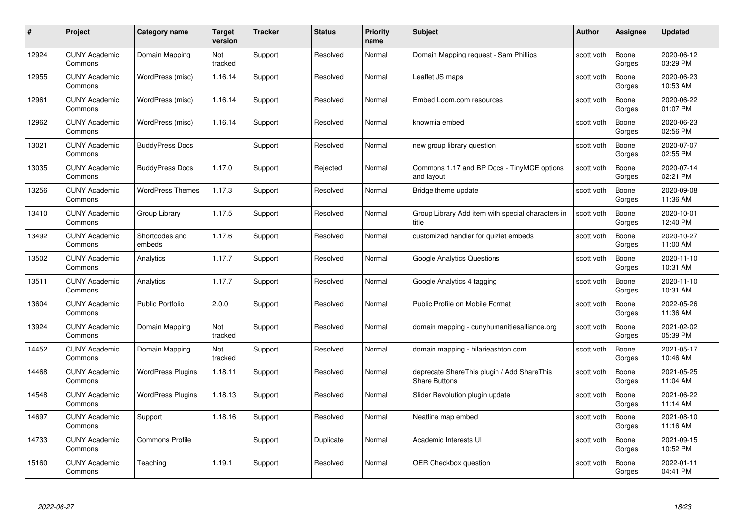| # | Project | Category name | Target version | Tracker | Status | Priority name | Subject | Author | Assignee | Updated |
|---|---|---|---|---|---|---|---|---|---|---|
| 12924 | CUNY Academic Commons | Domain Mapping | Not tracked | Support | Resolved | Normal | Domain Mapping request - Sam Phillips | scott voth | Boone Gorges | 2020-06-12 03:29 PM |
| 12955 | CUNY Academic Commons | WordPress (misc) | 1.16.14 | Support | Resolved | Normal | Leaflet JS maps | scott voth | Boone Gorges | 2020-06-23 10:53 AM |
| 12961 | CUNY Academic Commons | WordPress (misc) | 1.16.14 | Support | Resolved | Normal | Embed Loom.com resources | scott voth | Boone Gorges | 2020-06-22 01:07 PM |
| 12962 | CUNY Academic Commons | WordPress (misc) | 1.16.14 | Support | Resolved | Normal | knowmia embed | scott voth | Boone Gorges | 2020-06-23 02:56 PM |
| 13021 | CUNY Academic Commons | BuddyPress Docs | | Support | Resolved | Normal | new group library question | scott voth | Boone Gorges | 2020-07-07 02:55 PM |
| 13035 | CUNY Academic Commons | BuddyPress Docs | 1.17.0 | Support | Rejected | Normal | Commons 1.17 and BP Docs - TinyMCE options and layout | scott voth | Boone Gorges | 2020-07-14 02:21 PM |
| 13256 | CUNY Academic Commons | WordPress Themes | 1.17.3 | Support | Resolved | Normal | Bridge theme update | scott voth | Boone Gorges | 2020-09-08 11:36 AM |
| 13410 | CUNY Academic Commons | Group Library | 1.17.5 | Support | Resolved | Normal | Group Library Add item with special characters in title | scott voth | Boone Gorges | 2020-10-01 12:40 PM |
| 13492 | CUNY Academic Commons | Shortcodes and embeds | 1.17.6 | Support | Resolved | Normal | customized handler for quizlet embeds | scott voth | Boone Gorges | 2020-10-27 11:00 AM |
| 13502 | CUNY Academic Commons | Analytics | 1.17.7 | Support | Resolved | Normal | Google Analytics Questions | scott voth | Boone Gorges | 2020-11-10 10:31 AM |
| 13511 | CUNY Academic Commons | Analytics | 1.17.7 | Support | Resolved | Normal | Google Analytics 4 tagging | scott voth | Boone Gorges | 2020-11-10 10:31 AM |
| 13604 | CUNY Academic Commons | Public Portfolio | 2.0.0 | Support | Resolved | Normal | Public Profile on Mobile Format | scott voth | Boone Gorges | 2022-05-26 11:36 AM |
| 13924 | CUNY Academic Commons | Domain Mapping | Not tracked | Support | Resolved | Normal | domain mapping - cunyhumanitiesalliance.org | scott voth | Boone Gorges | 2021-02-02 05:39 PM |
| 14452 | CUNY Academic Commons | Domain Mapping | Not tracked | Support | Resolved | Normal | domain mapping - hilarieashton.com | scott voth | Boone Gorges | 2021-05-17 10:46 AM |
| 14468 | CUNY Academic Commons | WordPress Plugins | 1.18.11 | Support | Resolved | Normal | deprecate ShareThis plugin / Add ShareThis Share Buttons | scott voth | Boone Gorges | 2021-05-25 11:04 AM |
| 14548 | CUNY Academic Commons | WordPress Plugins | 1.18.13 | Support | Resolved | Normal | Slider Revolution plugin update | scott voth | Boone Gorges | 2021-06-22 11:14 AM |
| 14697 | CUNY Academic Commons | Support | 1.18.16 | Support | Resolved | Normal | Neatline map embed | scott voth | Boone Gorges | 2021-08-10 11:16 AM |
| 14733 | CUNY Academic Commons | Commons Profile | | Support | Duplicate | Normal | Academic Interests UI | scott voth | Boone Gorges | 2021-09-15 10:52 PM |
| 15160 | CUNY Academic Commons | Teaching | 1.19.1 | Support | Resolved | Normal | OER Checkbox question | scott voth | Boone Gorges | 2022-01-11 04:41 PM |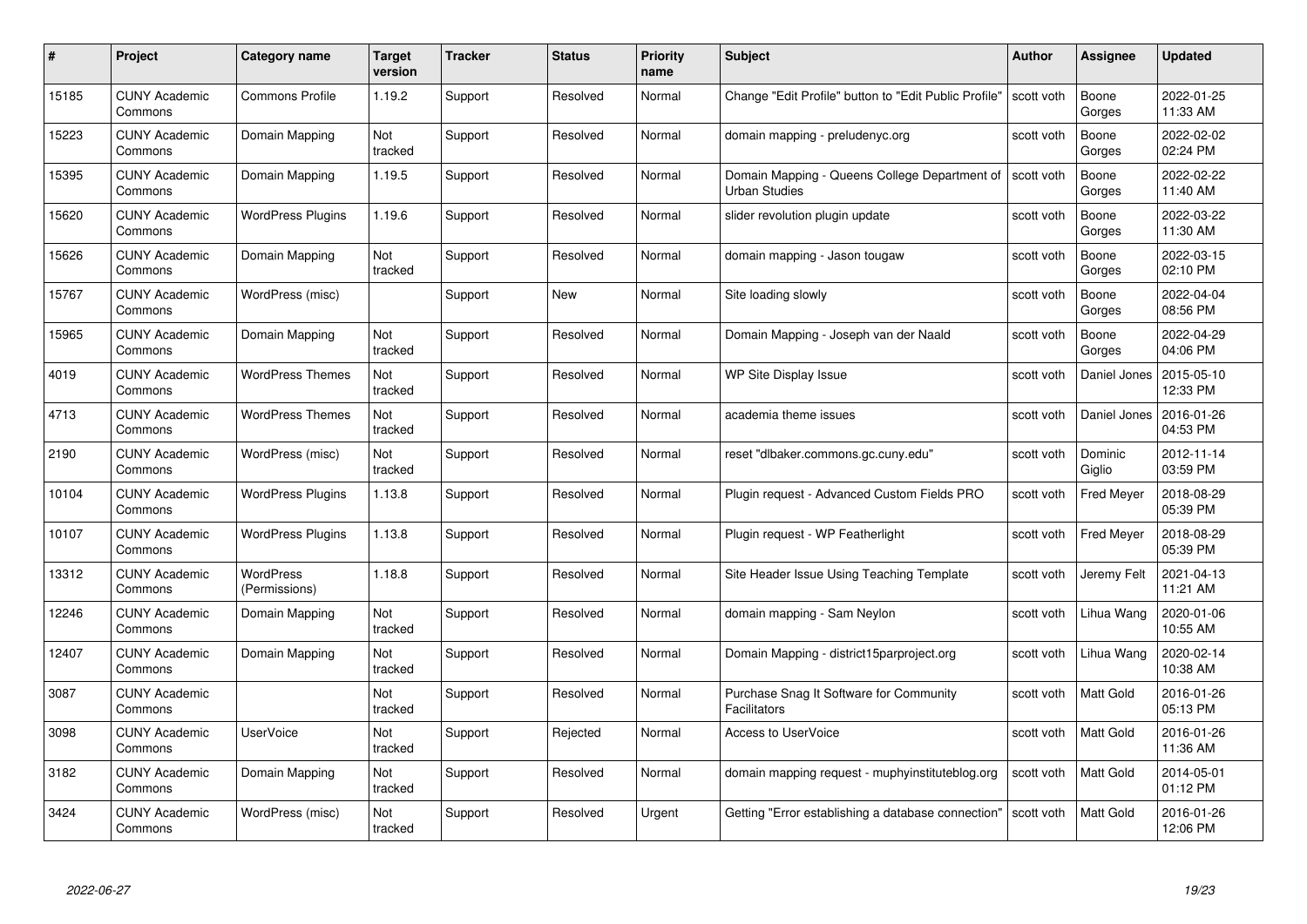| # | Project | Category name | Target version | Tracker | Status | Priority name | Subject | Author | Assignee | Updated |
|---|---|---|---|---|---|---|---|---|---|---|
| 15185 | CUNY Academic Commons | Commons Profile | 1.19.2 | Support | Resolved | Normal | Change "Edit Profile" button to "Edit Public Profile" | scott voth | Boone Gorges | 2022-01-25 11:33 AM |
| 15223 | CUNY Academic Commons | Domain Mapping | Not tracked | Support | Resolved | Normal | domain mapping - preludenyc.org | scott voth | Boone Gorges | 2022-02-02 02:24 PM |
| 15395 | CUNY Academic Commons | Domain Mapping | 1.19.5 | Support | Resolved | Normal | Domain Mapping - Queens College Department of Urban Studies | scott voth | Boone Gorges | 2022-02-22 11:40 AM |
| 15620 | CUNY Academic Commons | WordPress Plugins | 1.19.6 | Support | Resolved | Normal | slider revolution plugin update | scott voth | Boone Gorges | 2022-03-22 11:30 AM |
| 15626 | CUNY Academic Commons | Domain Mapping | Not tracked | Support | Resolved | Normal | domain mapping - Jason tougaw | scott voth | Boone Gorges | 2022-03-15 02:10 PM |
| 15767 | CUNY Academic Commons | WordPress (misc) | | Support | New | Normal | Site loading slowly | scott voth | Boone Gorges | 2022-04-04 08:56 PM |
| 15965 | CUNY Academic Commons | Domain Mapping | Not tracked | Support | Resolved | Normal | Domain Mapping - Joseph van der Naald | scott voth | Boone Gorges | 2022-04-29 04:06 PM |
| 4019 | CUNY Academic Commons | WordPress Themes | Not tracked | Support | Resolved | Normal | WP Site Display Issue | scott voth | Daniel Jones | 2015-05-10 12:33 PM |
| 4713 | CUNY Academic Commons | WordPress Themes | Not tracked | Support | Resolved | Normal | academia theme issues | scott voth | Daniel Jones | 2016-01-26 04:53 PM |
| 2190 | CUNY Academic Commons | WordPress (misc) | Not tracked | Support | Resolved | Normal | reset "dlbaker.commons.gc.cuny.edu" | scott voth | Dominic Giglio | 2012-11-14 03:59 PM |
| 10104 | CUNY Academic Commons | WordPress Plugins | 1.13.8 | Support | Resolved | Normal | Plugin request - Advanced Custom Fields PRO | scott voth | Fred Meyer | 2018-08-29 05:39 PM |
| 10107 | CUNY Academic Commons | WordPress Plugins | 1.13.8 | Support | Resolved | Normal | Plugin request - WP Featherlight | scott voth | Fred Meyer | 2018-08-29 05:39 PM |
| 13312 | CUNY Academic Commons | WordPress (Permissions) | 1.18.8 | Support | Resolved | Normal | Site Header Issue Using Teaching Template | scott voth | Jeremy Felt | 2021-04-13 11:21 AM |
| 12246 | CUNY Academic Commons | Domain Mapping | Not tracked | Support | Resolved | Normal | domain mapping - Sam Neylon | scott voth | Lihua Wang | 2020-01-06 10:55 AM |
| 12407 | CUNY Academic Commons | Domain Mapping | Not tracked | Support | Resolved | Normal | Domain Mapping - district15parproject.org | scott voth | Lihua Wang | 2020-02-14 10:38 AM |
| 3087 | CUNY Academic Commons | | Not tracked | Support | Resolved | Normal | Purchase Snag It Software for Community Facilitators | scott voth | Matt Gold | 2016-01-26 05:13 PM |
| 3098 | CUNY Academic Commons | UserVoice | Not tracked | Support | Rejected | Normal | Access to UserVoice | scott voth | Matt Gold | 2016-01-26 11:36 AM |
| 3182 | CUNY Academic Commons | Domain Mapping | Not tracked | Support | Resolved | Normal | domain mapping request - muphyinstituteblog.org | scott voth | Matt Gold | 2014-05-01 01:12 PM |
| 3424 | CUNY Academic Commons | WordPress (misc) | Not tracked | Support | Resolved | Urgent | Getting "Error establishing a database connection" | scott voth | Matt Gold | 2016-01-26 12:06 PM |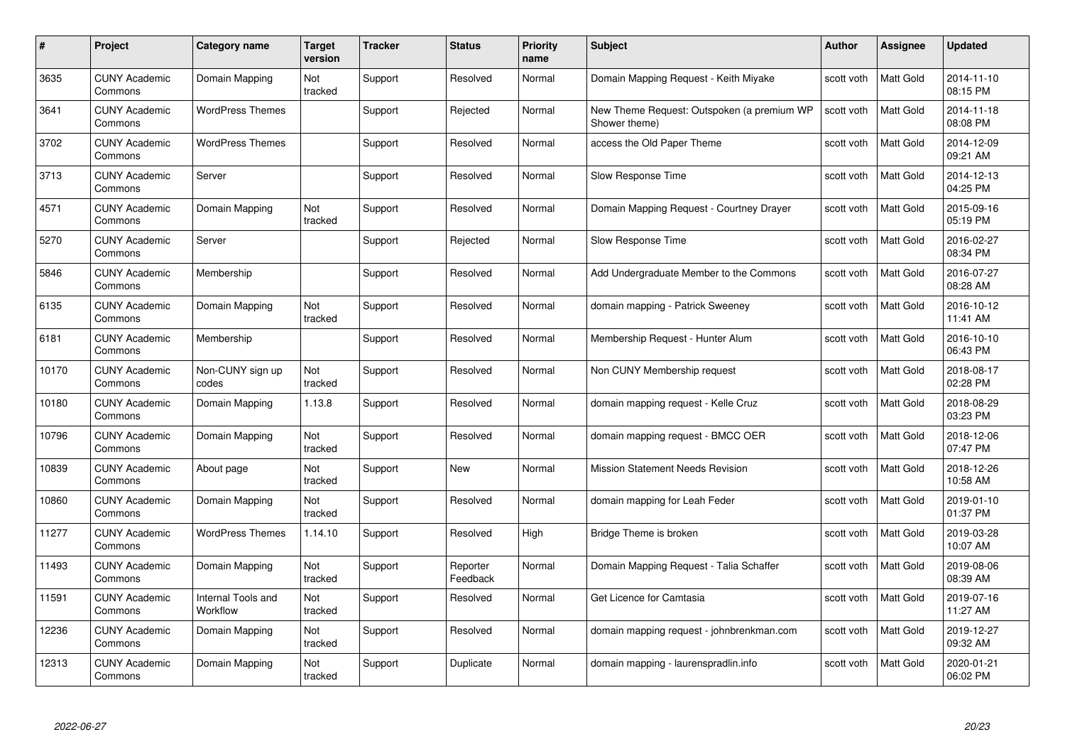| # | Project | Category name | Target version | Tracker | Status | Priority name | Subject | Author | Assignee | Updated |
|---|---|---|---|---|---|---|---|---|---|---|
| 3635 | CUNY Academic Commons | Domain Mapping | Not tracked | Support | Resolved | Normal | Domain Mapping Request - Keith Miyake | scott voth | Matt Gold | 2014-11-10 08:15 PM |
| 3641 | CUNY Academic Commons | WordPress Themes | | Support | Rejected | Normal | New Theme Request: Outspoken (a premium WP Shower theme) | scott voth | Matt Gold | 2014-11-18 08:08 PM |
| 3702 | CUNY Academic Commons | WordPress Themes | | Support | Resolved | Normal | access the Old Paper Theme | scott voth | Matt Gold | 2014-12-09 09:21 AM |
| 3713 | CUNY Academic Commons | Server | | Support | Resolved | Normal | Slow Response Time | scott voth | Matt Gold | 2014-12-13 04:25 PM |
| 4571 | CUNY Academic Commons | Domain Mapping | Not tracked | Support | Resolved | Normal | Domain Mapping Request - Courtney Drayer | scott voth | Matt Gold | 2015-09-16 05:19 PM |
| 5270 | CUNY Academic Commons | Server | | Support | Rejected | Normal | Slow Response Time | scott voth | Matt Gold | 2016-02-27 08:34 PM |
| 5846 | CUNY Academic Commons | Membership | | Support | Resolved | Normal | Add Undergraduate Member to the Commons | scott voth | Matt Gold | 2016-07-27 08:28 AM |
| 6135 | CUNY Academic Commons | Domain Mapping | Not tracked | Support | Resolved | Normal | domain mapping - Patrick Sweeney | scott voth | Matt Gold | 2016-10-12 11:41 AM |
| 6181 | CUNY Academic Commons | Membership | | Support | Resolved | Normal | Membership Request - Hunter Alum | scott voth | Matt Gold | 2016-10-10 06:43 PM |
| 10170 | CUNY Academic Commons | Non-CUNY sign up codes | Not tracked | Support | Resolved | Normal | Non CUNY Membership request | scott voth | Matt Gold | 2018-08-17 02:28 PM |
| 10180 | CUNY Academic Commons | Domain Mapping | 1.13.8 | Support | Resolved | Normal | domain mapping request - Kelle Cruz | scott voth | Matt Gold | 2018-08-29 03:23 PM |
| 10796 | CUNY Academic Commons | Domain Mapping | Not tracked | Support | Resolved | Normal | domain mapping request - BMCC OER | scott voth | Matt Gold | 2018-12-06 07:47 PM |
| 10839 | CUNY Academic Commons | About page | Not tracked | Support | New | Normal | Mission Statement Needs Revision | scott voth | Matt Gold | 2018-12-26 10:58 AM |
| 10860 | CUNY Academic Commons | Domain Mapping | Not tracked | Support | Resolved | Normal | domain mapping for Leah Feder | scott voth | Matt Gold | 2019-01-10 01:37 PM |
| 11277 | CUNY Academic Commons | WordPress Themes | 1.14.10 | Support | Resolved | High | Bridge Theme is broken | scott voth | Matt Gold | 2019-03-28 10:07 AM |
| 11493 | CUNY Academic Commons | Domain Mapping | Not tracked | Support | Reporter Feedback | Normal | Domain Mapping Request - Talia Schaffer | scott voth | Matt Gold | 2019-08-06 08:39 AM |
| 11591 | CUNY Academic Commons | Internal Tools and Workflow | Not tracked | Support | Resolved | Normal | Get Licence for Camtasia | scott voth | Matt Gold | 2019-07-16 11:27 AM |
| 12236 | CUNY Academic Commons | Domain Mapping | Not tracked | Support | Resolved | Normal | domain mapping request - johnbrenkman.com | scott voth | Matt Gold | 2019-12-27 09:32 AM |
| 12313 | CUNY Academic Commons | Domain Mapping | Not tracked | Support | Duplicate | Normal | domain mapping - laurenspradlin.info | scott voth | Matt Gold | 2020-01-21 06:02 PM |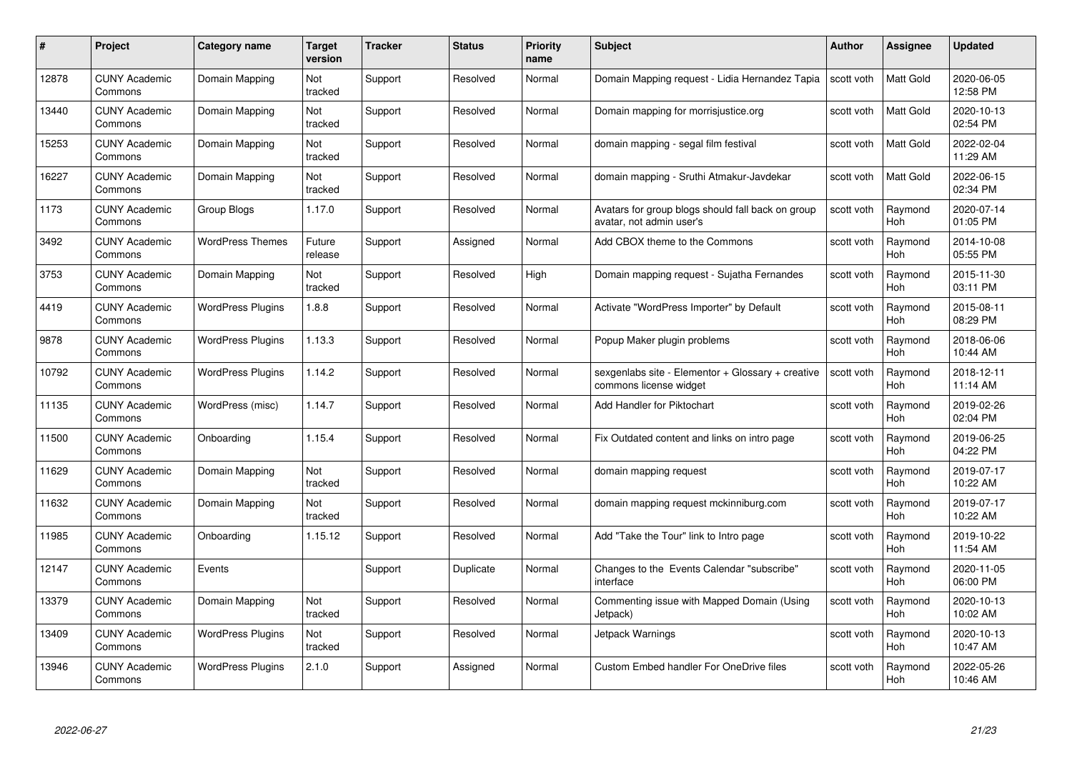| # | Project | Category name | Target version | Tracker | Status | Priority name | Subject | Author | Assignee | Updated |
|---|---|---|---|---|---|---|---|---|---|---|
| 12878 | CUNY Academic Commons | Domain Mapping | Not tracked | Support | Resolved | Normal | Domain Mapping request - Lidia Hernandez Tapia | scott voth | Matt Gold | 2020-06-05 12:58 PM |
| 13440 | CUNY Academic Commons | Domain Mapping | Not tracked | Support | Resolved | Normal | Domain mapping for morrisjustice.org | scott voth | Matt Gold | 2020-10-13 02:54 PM |
| 15253 | CUNY Academic Commons | Domain Mapping | Not tracked | Support | Resolved | Normal | domain mapping - segal film festival | scott voth | Matt Gold | 2022-02-04 11:29 AM |
| 16227 | CUNY Academic Commons | Domain Mapping | Not tracked | Support | Resolved | Normal | domain mapping - Sruthi Atmakur-Javdekar | scott voth | Matt Gold | 2022-06-15 02:34 PM |
| 1173 | CUNY Academic Commons | Group Blogs | 1.17.0 | Support | Resolved | Normal | Avatars for group blogs should fall back on group avatar, not admin user's | scott voth | Raymond Hoh | 2020-07-14 01:05 PM |
| 3492 | CUNY Academic Commons | WordPress Themes | Future release | Support | Assigned | Normal | Add CBOX theme to the Commons | scott voth | Raymond Hoh | 2014-10-08 05:55 PM |
| 3753 | CUNY Academic Commons | Domain Mapping | Not tracked | Support | Resolved | High | Domain mapping request - Sujatha Fernandes | scott voth | Raymond Hoh | 2015-11-30 03:11 PM |
| 4419 | CUNY Academic Commons | WordPress Plugins | 1.8.8 | Support | Resolved | Normal | Activate "WordPress Importer" by Default | scott voth | Raymond Hoh | 2015-08-11 08:29 PM |
| 9878 | CUNY Academic Commons | WordPress Plugins | 1.13.3 | Support | Resolved | Normal | Popup Maker plugin problems | scott voth | Raymond Hoh | 2018-06-06 10:44 AM |
| 10792 | CUNY Academic Commons | WordPress Plugins | 1.14.2 | Support | Resolved | Normal | sexgenlabs site - Elementor + Glossary + creative commons license widget | scott voth | Raymond Hoh | 2018-12-11 11:14 AM |
| 11135 | CUNY Academic Commons | WordPress (misc) | 1.14.7 | Support | Resolved | Normal | Add Handler for Piktochart | scott voth | Raymond Hoh | 2019-02-26 02:04 PM |
| 11500 | CUNY Academic Commons | Onboarding | 1.15.4 | Support | Resolved | Normal | Fix Outdated content and links on intro page | scott voth | Raymond Hoh | 2019-06-25 04:22 PM |
| 11629 | CUNY Academic Commons | Domain Mapping | Not tracked | Support | Resolved | Normal | domain mapping request | scott voth | Raymond Hoh | 2019-07-17 10:22 AM |
| 11632 | CUNY Academic Commons | Domain Mapping | Not tracked | Support | Resolved | Normal | domain mapping request mckinniburg.com | scott voth | Raymond Hoh | 2019-07-17 10:22 AM |
| 11985 | CUNY Academic Commons | Onboarding | 1.15.12 | Support | Resolved | Normal | Add "Take the Tour" link to Intro page | scott voth | Raymond Hoh | 2019-10-22 11:54 AM |
| 12147 | CUNY Academic Commons | Events | | Support | Duplicate | Normal | Changes to the Events Calendar "subscribe" interface | scott voth | Raymond Hoh | 2020-11-05 06:00 PM |
| 13379 | CUNY Academic Commons | Domain Mapping | Not tracked | Support | Resolved | Normal | Commenting issue with Mapped Domain (Using Jetpack) | scott voth | Raymond Hoh | 2020-10-13 10:02 AM |
| 13409 | CUNY Academic Commons | WordPress Plugins | Not tracked | Support | Resolved | Normal | Jetpack Warnings | scott voth | Raymond Hoh | 2020-10-13 10:47 AM |
| 13946 | CUNY Academic Commons | WordPress Plugins | 2.1.0 | Support | Assigned | Normal | Custom Embed handler For OneDrive files | scott voth | Raymond Hoh | 2022-05-26 10:46 AM |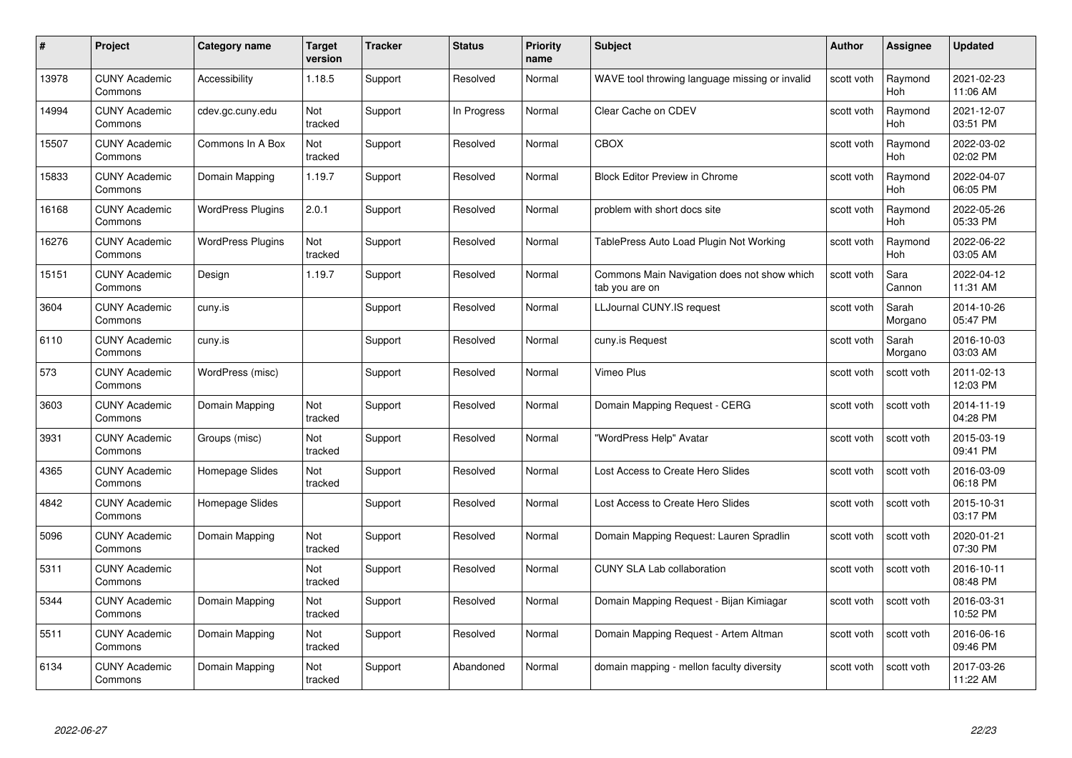| # | Project | Category name | Target version | Tracker | Status | Priority name | Subject | Author | Assignee | Updated |
|---|---|---|---|---|---|---|---|---|---|---|
| 13978 | CUNY Academic Commons | Accessibility | 1.18.5 | Support | Resolved | Normal | WAVE tool throwing language missing or invalid | scott voth | Raymond Hoh | 2021-02-23 11:06 AM |
| 14994 | CUNY Academic Commons | cdev.gc.cuny.edu | Not tracked | Support | In Progress | Normal | Clear Cache on CDEV | scott voth | Raymond Hoh | 2021-12-07 03:51 PM |
| 15507 | CUNY Academic Commons | Commons In A Box | Not tracked | Support | Resolved | Normal | CBOX | scott voth | Raymond Hoh | 2022-03-02 02:02 PM |
| 15833 | CUNY Academic Commons | Domain Mapping | 1.19.7 | Support | Resolved | Normal | Block Editor Preview in Chrome | scott voth | Raymond Hoh | 2022-04-07 06:05 PM |
| 16168 | CUNY Academic Commons | WordPress Plugins | 2.0.1 | Support | Resolved | Normal | problem with short docs site | scott voth | Raymond Hoh | 2022-05-26 05:33 PM |
| 16276 | CUNY Academic Commons | WordPress Plugins | Not tracked | Support | Resolved | Normal | TablePress Auto Load Plugin Not Working | scott voth | Raymond Hoh | 2022-06-22 03:05 AM |
| 15151 | CUNY Academic Commons | Design | 1.19.7 | Support | Resolved | Normal | Commons Main Navigation does not show which tab you are on | scott voth | Sara Cannon | 2022-04-12 11:31 AM |
| 3604 | CUNY Academic Commons | cuny.is | | Support | Resolved | Normal | LLJournal CUNY.IS request | scott voth | Sarah Morgano | 2014-10-26 05:47 PM |
| 6110 | CUNY Academic Commons | cuny.is | | Support | Resolved | Normal | cuny.is Request | scott voth | Sarah Morgano | 2016-10-03 03:03 AM |
| 573 | CUNY Academic Commons | WordPress (misc) | | Support | Resolved | Normal | Vimeo Plus | scott voth | scott voth | 2011-02-13 12:03 PM |
| 3603 | CUNY Academic Commons | Domain Mapping | Not tracked | Support | Resolved | Normal | Domain Mapping Request - CERG | scott voth | scott voth | 2014-11-19 04:28 PM |
| 3931 | CUNY Academic Commons | Groups (misc) | Not tracked | Support | Resolved | Normal | "WordPress Help" Avatar | scott voth | scott voth | 2015-03-19 09:41 PM |
| 4365 | CUNY Academic Commons | Homepage Slides | Not tracked | Support | Resolved | Normal | Lost Access to Create Hero Slides | scott voth | scott voth | 2016-03-09 06:18 PM |
| 4842 | CUNY Academic Commons | Homepage Slides | | Support | Resolved | Normal | Lost Access to Create Hero Slides | scott voth | scott voth | 2015-10-31 03:17 PM |
| 5096 | CUNY Academic Commons | Domain Mapping | Not tracked | Support | Resolved | Normal | Domain Mapping Request: Lauren Spradlin | scott voth | scott voth | 2020-01-21 07:30 PM |
| 5311 | CUNY Academic Commons | | Not tracked | Support | Resolved | Normal | CUNY SLA Lab collaboration | scott voth | scott voth | 2016-10-11 08:48 PM |
| 5344 | CUNY Academic Commons | Domain Mapping | Not tracked | Support | Resolved | Normal | Domain Mapping Request - Bijan Kimiagar | scott voth | scott voth | 2016-03-31 10:52 PM |
| 5511 | CUNY Academic Commons | Domain Mapping | Not tracked | Support | Resolved | Normal | Domain Mapping Request - Artem Altman | scott voth | scott voth | 2016-06-16 09:46 PM |
| 6134 | CUNY Academic Commons | Domain Mapping | Not tracked | Support | Abandoned | Normal | domain mapping - mellon faculty diversity | scott voth | scott voth | 2017-03-26 11:22 AM |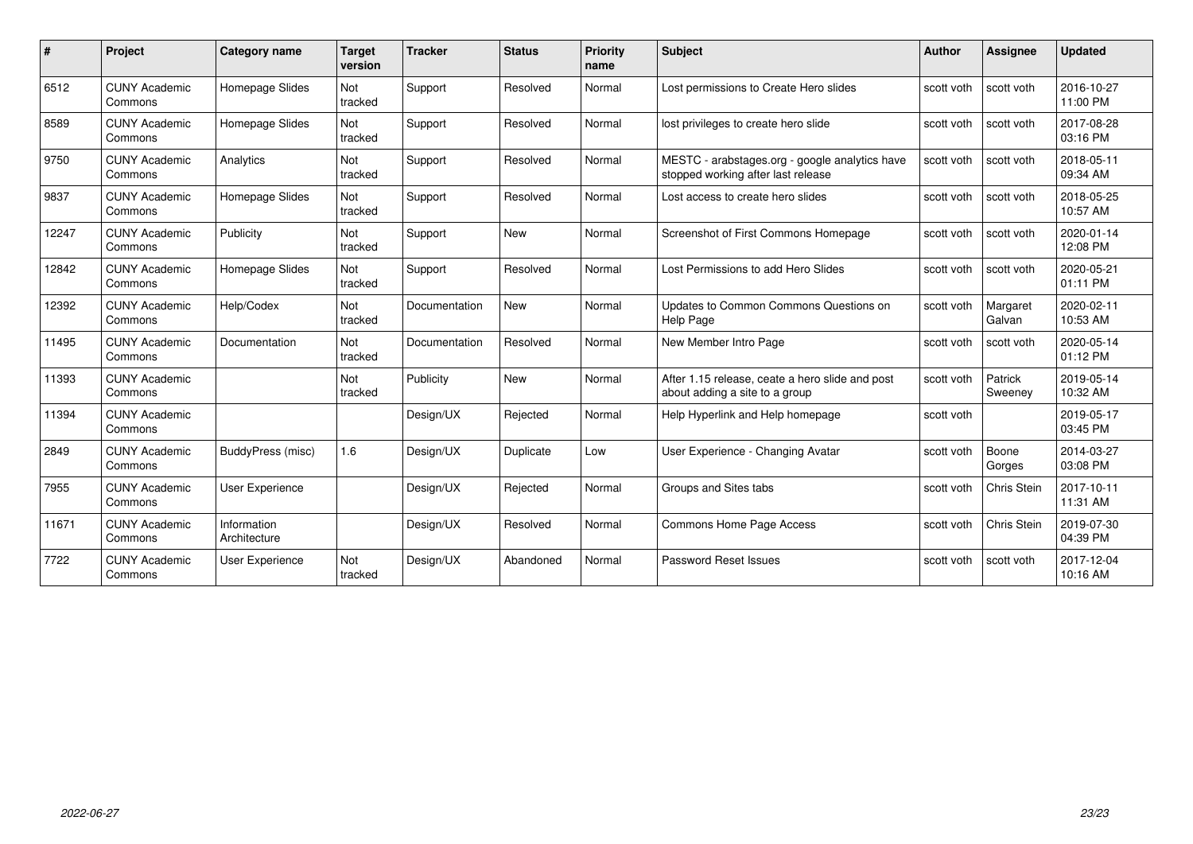| # | Project | Category name | Target version | Tracker | Status | Priority name | Subject | Author | Assignee | Updated |
|---|---|---|---|---|---|---|---|---|---|---|
| 6512 | CUNY Academic Commons | Homepage Slides | Not tracked | Support | Resolved | Normal | Lost permissions to Create Hero slides | scott voth | scott voth | 2016-10-27 11:00 PM |
| 8589 | CUNY Academic Commons | Homepage Slides | Not tracked | Support | Resolved | Normal | lost privileges to create hero slide | scott voth | scott voth | 2017-08-28 03:16 PM |
| 9750 | CUNY Academic Commons | Analytics | Not tracked | Support | Resolved | Normal | MESTC - arabstages.org - google analytics have stopped working after last release | scott voth | scott voth | 2018-05-11 09:34 AM |
| 9837 | CUNY Academic Commons | Homepage Slides | Not tracked | Support | Resolved | Normal | Lost access to create hero slides | scott voth | scott voth | 2018-05-25 10:57 AM |
| 12247 | CUNY Academic Commons | Publicity | Not tracked | Support | New | Normal | Screenshot of First Commons Homepage | scott voth | scott voth | 2020-01-14 12:08 PM |
| 12842 | CUNY Academic Commons | Homepage Slides | Not tracked | Support | Resolved | Normal | Lost Permissions to add Hero Slides | scott voth | scott voth | 2020-05-21 01:11 PM |
| 12392 | CUNY Academic Commons | Help/Codex | Not tracked | Documentation | New | Normal | Updates to Common Commons Questions on Help Page | scott voth | Margaret Galvan | 2020-02-11 10:53 AM |
| 11495 | CUNY Academic Commons | Documentation | Not tracked | Documentation | Resolved | Normal | New Member Intro Page | scott voth | scott voth | 2020-05-14 01:12 PM |
| 11393 | CUNY Academic Commons | | Not tracked | Publicity | New | Normal | After 1.15 release, ceate a hero slide and post about adding a site to a group | scott voth | Patrick Sweeney | 2019-05-14 10:32 AM |
| 11394 | CUNY Academic Commons | | | Design/UX | Rejected | Normal | Help Hyperlink and Help homepage | scott voth | | 2019-05-17 03:45 PM |
| 2849 | CUNY Academic Commons | BuddyPress (misc) | 1.6 | Design/UX | Duplicate | Low | User Experience - Changing Avatar | scott voth | Boone Gorges | 2014-03-27 03:08 PM |
| 7955 | CUNY Academic Commons | User Experience | | Design/UX | Rejected | Normal | Groups and Sites tabs | scott voth | Chris Stein | 2017-10-11 11:31 AM |
| 11671 | CUNY Academic Commons | Information Architecture | | Design/UX | Resolved | Normal | Commons Home Page Access | scott voth | Chris Stein | 2019-07-30 04:39 PM |
| 7722 | CUNY Academic Commons | User Experience | Not tracked | Design/UX | Abandoned | Normal | Password Reset Issues | scott voth | scott voth | 2017-12-04 10:16 AM |